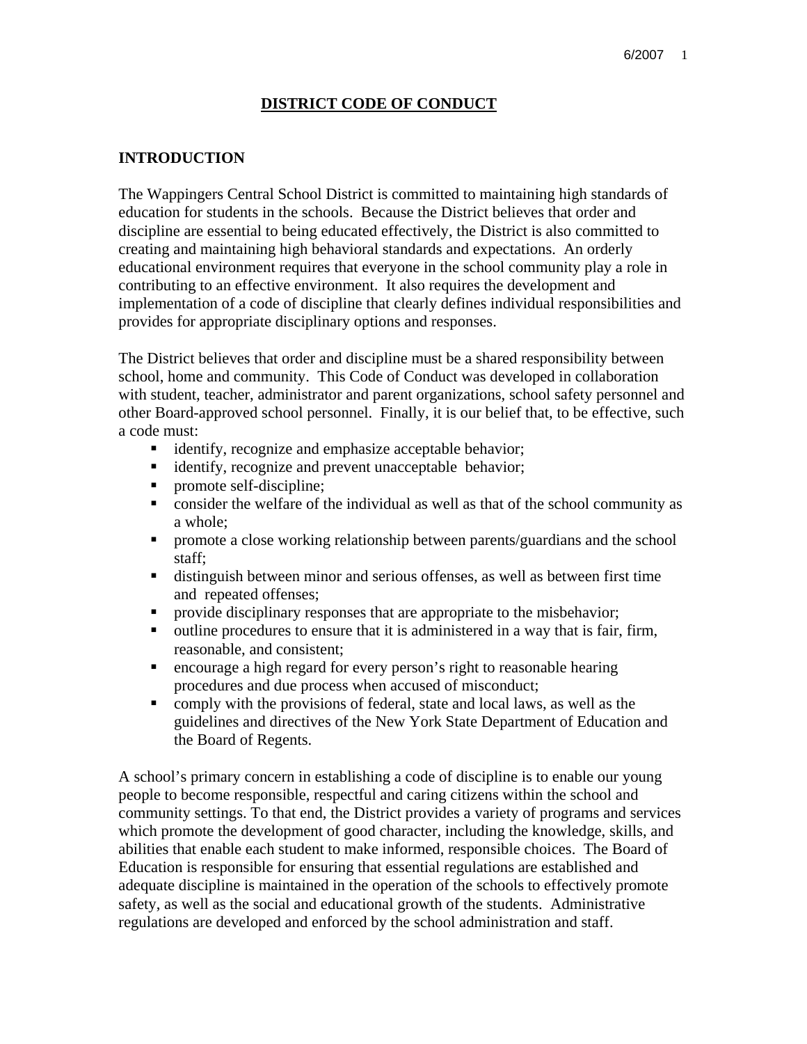# DISTRICT CODE OF CONDUCT

## INTRODUCTION

The Wappingers Central School District is committed to maintaining high standards of education for students in the schools. Because the District believes that order and discipline are essential to being educated effectively, the District is also committed to creating and maintaining high behavioral standards and expectations. An orderly educational environment requires that everyone in the school community play a role in contributing to an effective environment. It also requires the development and implementation of a code of discipline that clearly defines individual responsibilities and provides for appropriate disciplinary options and responses.

The District believes that order and discipline must be a shared responsibility between school, home and community. This Code of Conduct was developed in collaboration with student, teacher, administrator and parent organizations, school safety personnel and other Board-approved school personnel. Finally, it is our belief that, to be effective, such a code must:

- identify, recognize and emphasize acceptable behavior;
- identify, recognize and prevent unacceptable behavior;
- promote self-discipline;
- consider the welfare of the individual as well as that of the school community as a whole;
- promote a close working relationship between parents/guardians and the school staff;
- distinguish between minor and serious offenses, as well as between first time and repeated offenses;
- provide disciplinary responses that are appropriate to the misbehavior;
- outline procedures to ensure that it is administered in a way that is fair, firm, reasonable, and consistent;
- encourage a high regard for every person's right to reasonable hearing procedures and due process when accused of misconduct;
- comply with the provisions of federal, state and local laws, as well as the guidelines and directives of the New York State Department of Education and the Board of Regents.

A school's primary concern in establishing a code of discipline is to enable our young people to become responsible, respectful and caring citizens within the school and community settings. To that end, the District provides a variety of programs and services which promote the development of good character, including the knowledge, skills, and abilities that enable each student to make informed, responsible choices. The Board of Education is responsible for ensuring that essential regulations are established and adequate discipline is maintained in the operation of the schools to effectively promote safety, as well as the social and educational growth of the students. Administrative regulations are developed and enforced by the school administration and staff.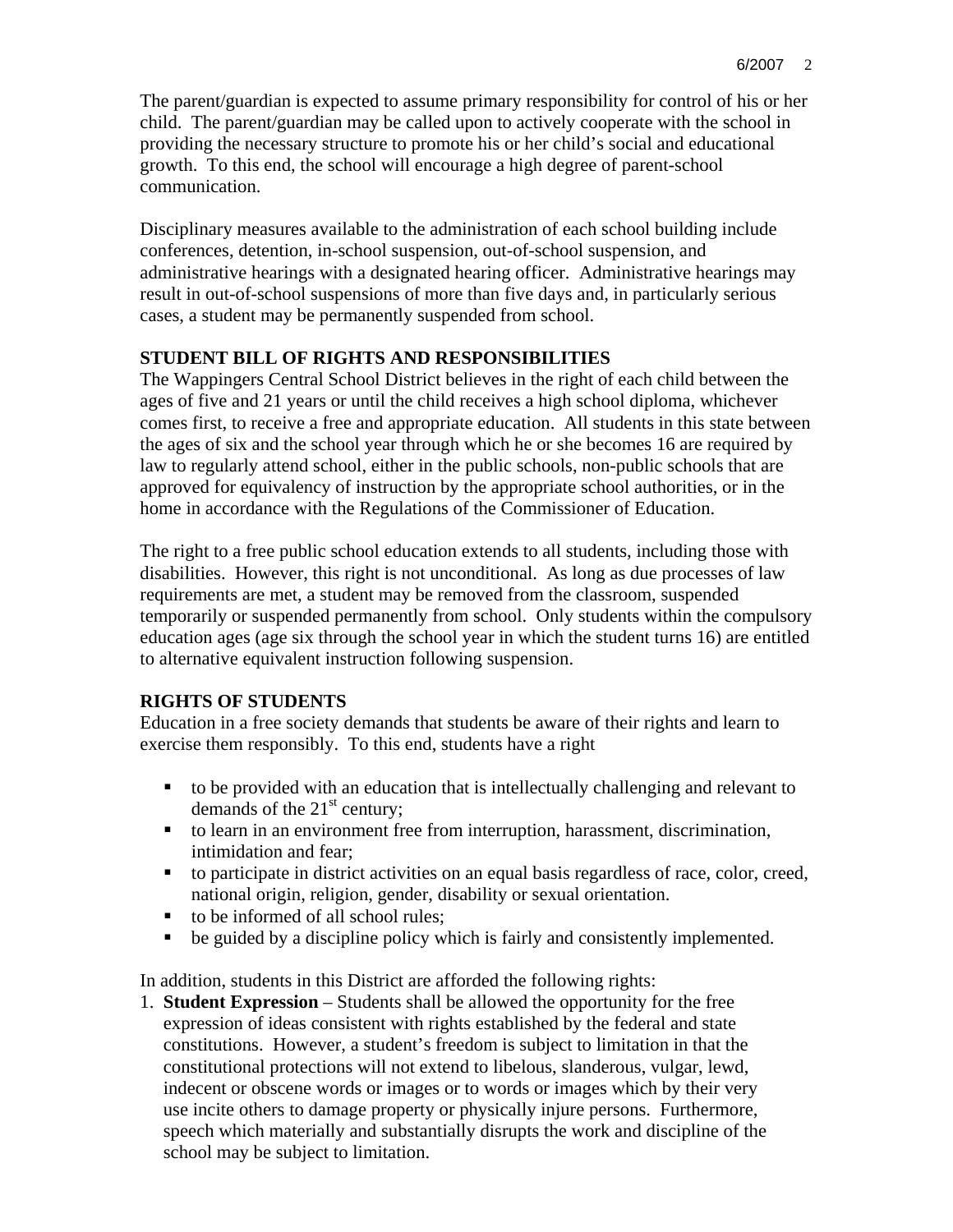The parent/guardian is expected to assume primary responsibility for control of his or her child. The parent/guardian may be called upon to actively cooperate with the school in providing the necessary structure to promote his or her child's social and educational growth. To this end, the school will encourage a high degree of parent-school communication.

Disciplinary measures available to the administration of each school building include conferences, detention, in-school suspension, out-of-school suspension, and administrative hearings with a designated hearing officer. Administrative hearings may result in out-of-school suspensions of more than five days and, in particularly serious cases, a student may be permanently suspended from school.

**STUDENT BILL OF RIGHTS AND RESPONSIBILITIES**

The Wappingers Central School District believes in the right of each child between the ages of five and 21 years or until the child receives a high school diploma, whichever comes first, to receive a free and appropriate education. All students in this state between the ages of six and the school year through which he or she becomes 16 are required by law to regularly attend school, either in the public schools, non-public schools that are approved for equivalency of instruction by the appropriate school authorities, or in the home in accordance with the Regulations of the Commissioner of Education.

The right to a free public school education extends to all students, including those with disabilities. However, this right is not unconditional. As long as due processes of law requirements are met, a student may be removed from the classroom, suspended temporarily or suspended permanently from school. Only students within the compulsory education ages (age six through the school year in which the student turns 16) are entitled to alternative equivalent instruction following suspension.

**RIGHTS OF STUDENTS**

Education in a free society demands that students be aware of their rights and learn to exercise them responsibly. To this end, students have a right

- to be provided with an education that is intellectually challenging and relevant to demands of the 21st century;
- to learn in an environment free from interruption, harassment, discrimination, intimidation and fear;
- to participate in district activities on an equal basis regardless of race, color, creed, national origin, religion, gender, disability or sexual orientation.
- to be informed of all school rules;
- be guided by a discipline policy which is fairly and consistently implemented.

In addition, students in this District are afforded the following rights:

1. **Student Expression** – Students shall be allowed the opportunity for the free expression of ideas consistent with rights established by the federal and state constitutions. However, a student's freedom is subject to limitation in that the constitutional protections will not extend to libelous, slanderous, vulgar, lewd, indecent or obscene words or images or to words or images which by their very use incite others to damage property or physically injure persons. Furthermore, speech which materially and substantially disrupts the work and discipline of the school may be subject to limitation.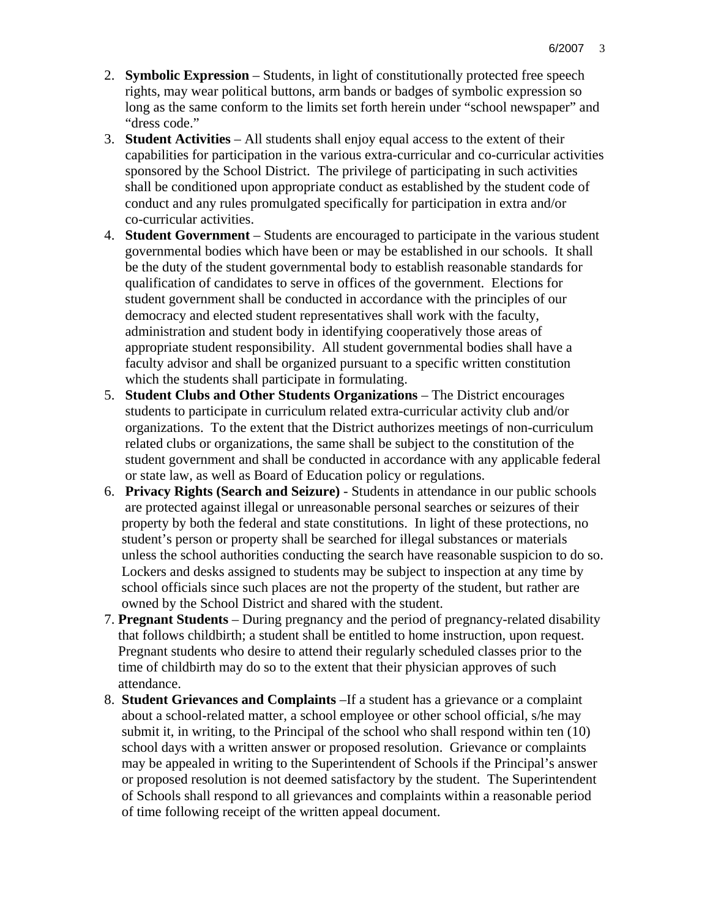2. **Symbolic Expression** – Students, in light of constitutionally protected free speech rights, may wear political buttons, arm bands or badges of symbolic expression so long as the same conform to the limits set forth herein under "school newspaper" and "dress code."
3. **Student Activities** – All students shall enjoy equal access to the extent of their capabilities for participation in the various extra-curricular and co-curricular activities sponsored by the School District. The privilege of participating in such activities shall be conditioned upon appropriate conduct as established by the student code of conduct and any rules promulgated specifically for participation in extra and/or co-curricular activities.
4. **Student Government** – Students are encouraged to participate in the various student governmental bodies which have been or may be established in our schools. It shall be the duty of the student governmental body to establish reasonable standards for qualification of candidates to serve in offices of the government. Elections for student government shall be conducted in accordance with the principles of our democracy and elected student representatives shall work with the faculty, administration and student body in identifying cooperatively those areas of appropriate student responsibility. All student governmental bodies shall have a faculty advisor and shall be organized pursuant to a specific written constitution which the students shall participate in formulating.
5. **Student Clubs and Other Students Organizations** – The District encourages students to participate in curriculum related extra-curricular activity club and/or organizations. To the extent that the District authorizes meetings of non-curriculum related clubs or organizations, the same shall be subject to the constitution of the student government and shall be conducted in accordance with any applicable federal or state law, as well as Board of Education policy or regulations.
6. **Privacy Rights (Search and Seizure)** - Students in attendance in our public schools are protected against illegal or unreasonable personal searches or seizures of their property by both the federal and state constitutions. In light of these protections, no student's person or property shall be searched for illegal substances or materials unless the school authorities conducting the search have reasonable suspicion to do so. Lockers and desks assigned to students may be subject to inspection at any time by school officials since such places are not the property of the student, but rather are owned by the School District and shared with the student.
7. **Pregnant Students** – During pregnancy and the period of pregnancy-related disability that follows childbirth; a student shall be entitled to home instruction, upon request. Pregnant students who desire to attend their regularly scheduled classes prior to the time of childbirth may do so to the extent that their physician approves of such attendance.
8. **Student Grievances and Complaints** –If a student has a grievance or a complaint about a school-related matter, a school employee or other school official, s/he may submit it, in writing, to the Principal of the school who shall respond within ten (10) school days with a written answer or proposed resolution. Grievance or complaints may be appealed in writing to the Superintendent of Schools if the Principal's answer or proposed resolution is not deemed satisfactory by the student. The Superintendent of Schools shall respond to all grievances and complaints within a reasonable period of time following receipt of the written appeal document.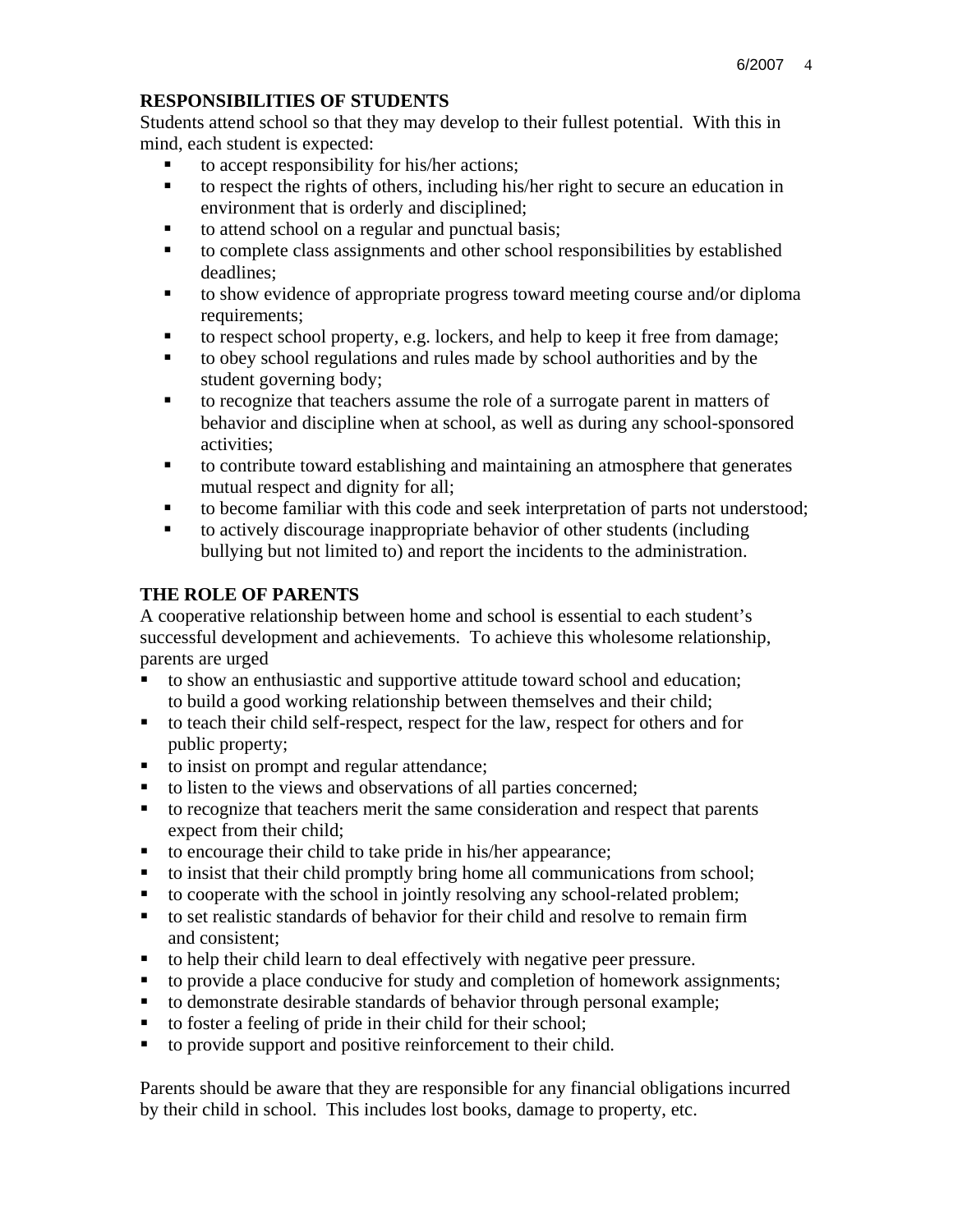## RESPONSIBILITIES OF STUDENTS

Students attend school so that they may develop to their fullest potential. With this in mind, each student is expected:

- to accept responsibility for his/her actions;
- to respect the rights of others, including his/her right to secure an education in environment that is orderly and disciplined;
- to attend school on a regular and punctual basis;
- to complete class assignments and other school responsibilities by established deadlines;
- to show evidence of appropriate progress toward meeting course and/or diploma requirements;
- to respect school property, e.g. lockers, and help to keep it free from damage;
- to obey school regulations and rules made by school authorities and by the student governing body;
- to recognize that teachers assume the role of a surrogate parent in matters of behavior and discipline when at school, as well as during any school-sponsored activities;
- to contribute toward establishing and maintaining an atmosphere that generates mutual respect and dignity for all;
- to become familiar with this code and seek interpretation of parts not understood;
- to actively discourage inappropriate behavior of other students (including bullying but not limited to) and report the incidents to the administration.

## THE ROLE OF PARENTS

A cooperative relationship between home and school is essential to each student's successful development and achievements. To achieve this wholesome relationship, parents are urged

- to show an enthusiastic and supportive attitude toward school and education; to build a good working relationship between themselves and their child;
- to teach their child self-respect, respect for the law, respect for others and for public property;
- to insist on prompt and regular attendance;
- to listen to the views and observations of all parties concerned;
- to recognize that teachers merit the same consideration and respect that parents expect from their child;
- to encourage their child to take pride in his/her appearance;
- to insist that their child promptly bring home all communications from school;
- to cooperate with the school in jointly resolving any school-related problem;
- to set realistic standards of behavior for their child and resolve to remain firm and consistent;
- to help their child learn to deal effectively with negative peer pressure.
- to provide a place conducive for study and completion of homework assignments;
- to demonstrate desirable standards of behavior through personal example;
- to foster a feeling of pride in their child for their school;
- to provide support and positive reinforcement to their child.

Parents should be aware that they are responsible for any financial obligations incurred by their child in school. This includes lost books, damage to property, etc.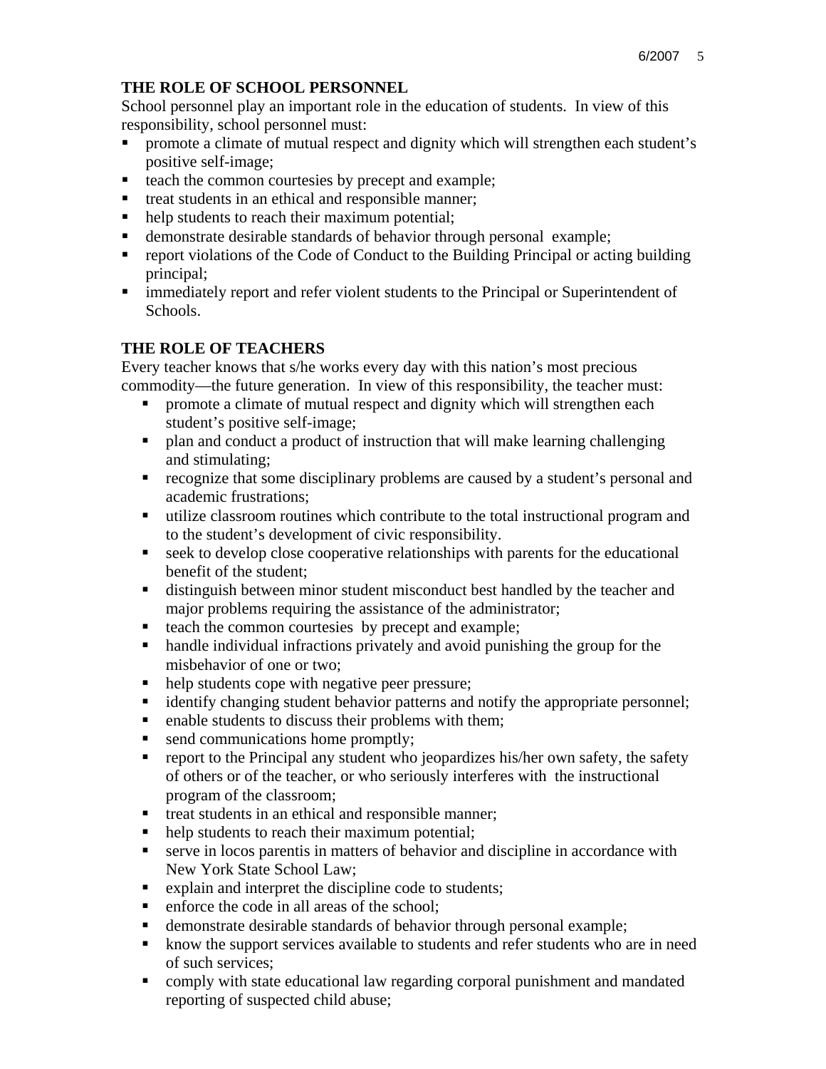## THE ROLE OF SCHOOL PERSONNEL

School personnel play an important role in the education of students. In view of this responsibility, school personnel must:

- promote a climate of mutual respect and dignity which will strengthen each student's positive self-image;
- teach the common courtesies by precept and example;
- treat students in an ethical and responsible manner;
- help students to reach their maximum potential;
- demonstrate desirable standards of behavior through personal example;
- report violations of the Code of Conduct to the Building Principal or acting building principal;
- immediately report and refer violent students to the Principal or Superintendent of Schools.

## THE ROLE OF TEACHERS

Every teacher knows that s/he works every day with this nation's most precious commodity—the future generation. In view of this responsibility, the teacher must:

- promote a climate of mutual respect and dignity which will strengthen each student's positive self-image;
- plan and conduct a product of instruction that will make learning challenging and stimulating;
- recognize that some disciplinary problems are caused by a student's personal and academic frustrations;
- utilize classroom routines which contribute to the total instructional program and to the student's development of civic responsibility.
- seek to develop close cooperative relationships with parents for the educational benefit of the student;
- distinguish between minor student misconduct best handled by the teacher and major problems requiring the assistance of the administrator;
- teach the common courtesies by precept and example;
- handle individual infractions privately and avoid punishing the group for the misbehavior of one or two;
- help students cope with negative peer pressure;
- identify changing student behavior patterns and notify the appropriate personnel;
- enable students to discuss their problems with them;
- send communications home promptly;
- report to the Principal any student who jeopardizes his/her own safety, the safety of others or of the teacher, or who seriously interferes with the instructional program of the classroom;
- treat students in an ethical and responsible manner;
- help students to reach their maximum potential;
- serve in locos parentis in matters of behavior and discipline in accordance with New York State School Law;
- explain and interpret the discipline code to students;
- enforce the code in all areas of the school;
- demonstrate desirable standards of behavior through personal example;
- know the support services available to students and refer students who are in need of such services;
- comply with state educational law regarding corporal punishment and mandated reporting of suspected child abuse;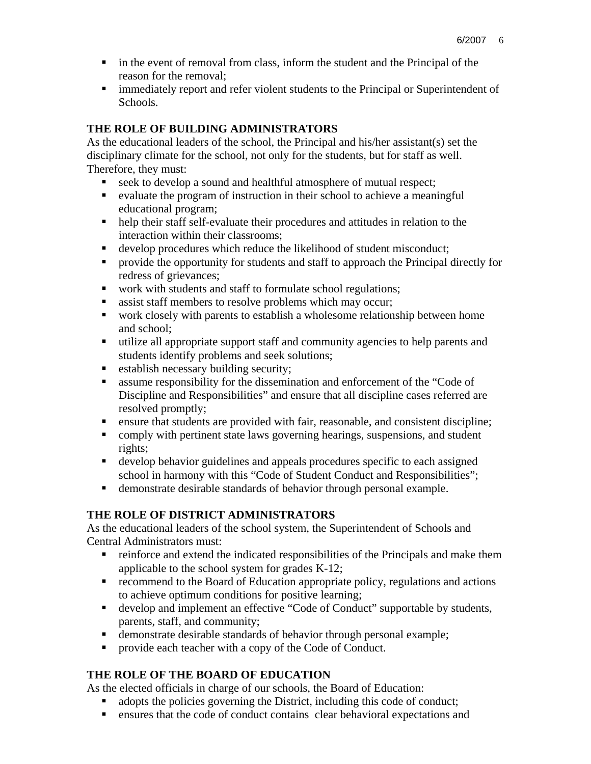- in the event of removal from class, inform the student and the Principal of the reason for the removal;
- immediately report and refer violent students to the Principal or Superintendent of Schools.

## THE ROLE OF BUILDING ADMINISTRATORS

As the educational leaders of the school, the Principal and his/her assistant(s) set the disciplinary climate for the school, not only for the students, but for staff as well. Therefore, they must:

- seek to develop a sound and healthful atmosphere of mutual respect;
- evaluate the program of instruction in their school to achieve a meaningful educational program;
- help their staff self-evaluate their procedures and attitudes in relation to the interaction within their classrooms;
- develop procedures which reduce the likelihood of student misconduct;
- provide the opportunity for students and staff to approach the Principal directly for redress of grievances;
- work with students and staff to formulate school regulations;
- assist staff members to resolve problems which may occur;
- work closely with parents to establish a wholesome relationship between home and school;
- utilize all appropriate support staff and community agencies to help parents and students identify problems and seek solutions;
- establish necessary building security;
- assume responsibility for the dissemination and enforcement of the "Code of Discipline and Responsibilities" and ensure that all discipline cases referred are resolved promptly;
- ensure that students are provided with fair, reasonable, and consistent discipline;
- comply with pertinent state laws governing hearings, suspensions, and student rights;
- develop behavior guidelines and appeals procedures specific to each assigned school in harmony with this "Code of Student Conduct and Responsibilities";
- demonstrate desirable standards of behavior through personal example.

## THE ROLE OF DISTRICT ADMINISTRATORS

As the educational leaders of the school system, the Superintendent of Schools and Central Administrators must:

- reinforce and extend the indicated responsibilities of the Principals and make them applicable to the school system for grades K-12;
- recommend to the Board of Education appropriate policy, regulations and actions to achieve optimum conditions for positive learning;
- develop and implement an effective "Code of Conduct" supportable by students, parents, staff, and community;
- demonstrate desirable standards of behavior through personal example;
- provide each teacher with a copy of the Code of Conduct.

## THE ROLE OF THE BOARD OF EDUCATION

As the elected officials in charge of our schools, the Board of Education:

- adopts the policies governing the District, including this code of conduct;
- ensures that the code of conduct contains clear behavioral expectations and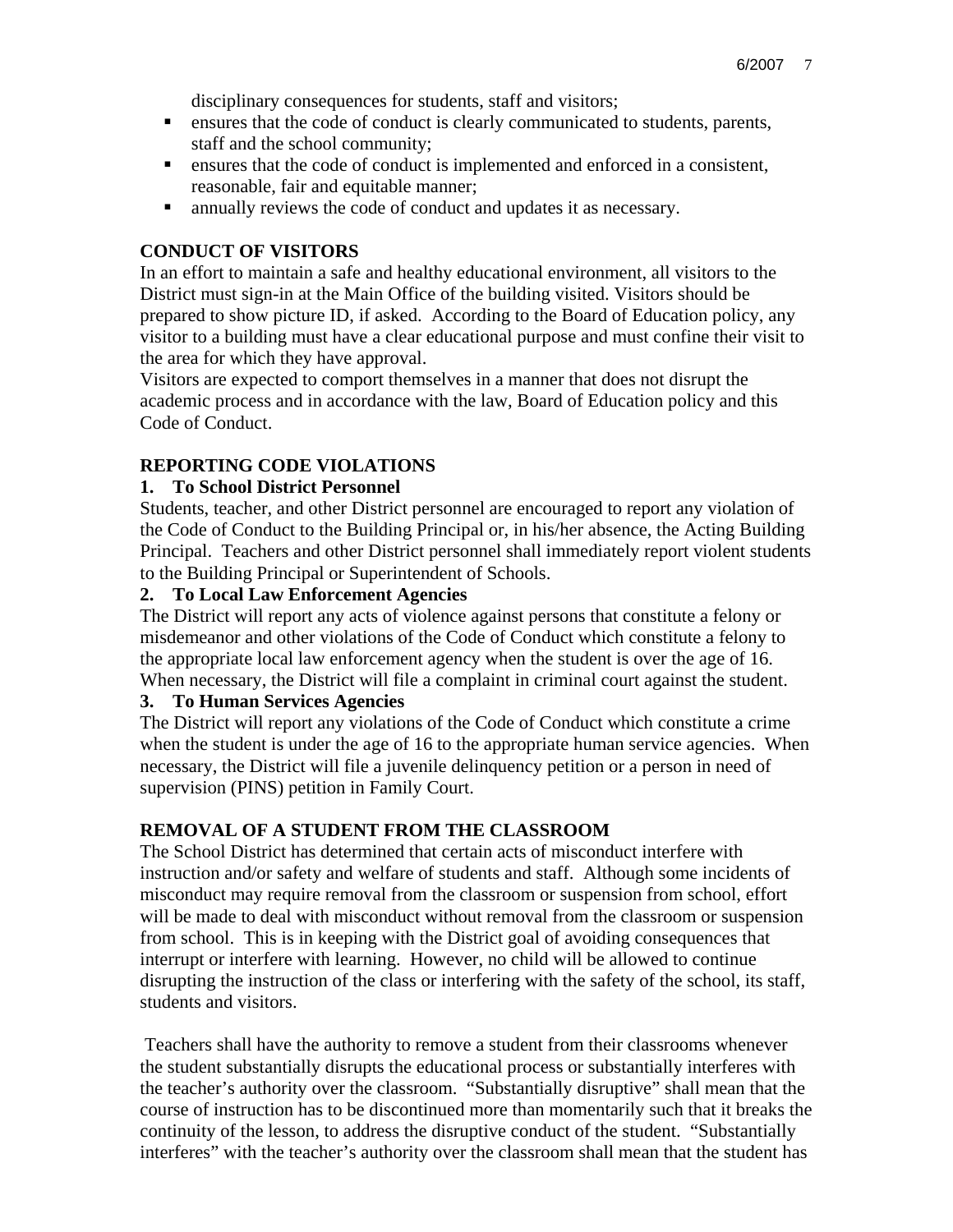disciplinary consequences for students, staff and visitors;

- ensures that the code of conduct is clearly communicated to students, parents, staff and the school community;
- ensures that the code of conduct is implemented and enforced in a consistent, reasonable, fair and equitable manner;
- annually reviews the code of conduct and updates it as necessary.

## CONDUCT OF VISITORS

In an effort to maintain a safe and healthy educational environment, all visitors to the District must sign-in at the Main Office of the building visited. Visitors should be prepared to show picture ID, if asked. According to the Board of Education policy, any visitor to a building must have a clear educational purpose and must confine their visit to the area for which they have approval.

Visitors are expected to comport themselves in a manner that does not disrupt the academic process and in accordance with the law, Board of Education policy and this Code of Conduct.

## REPORTING CODE VIOLATIONS

### 1. To School District Personnel

Students, teacher, and other District personnel are encouraged to report any violation of the Code of Conduct to the Building Principal or, in his/her absence, the Acting Building Principal. Teachers and other District personnel shall immediately report violent students to the Building Principal or Superintendent of Schools.

### 2. To Local Law Enforcement Agencies

The District will report any acts of violence against persons that constitute a felony or misdemeanor and other violations of the Code of Conduct which constitute a felony to the appropriate local law enforcement agency when the student is over the age of 16. When necessary, the District will file a complaint in criminal court against the student.

### 3. To Human Services Agencies

The District will report any violations of the Code of Conduct which constitute a crime when the student is under the age of 16 to the appropriate human service agencies. When necessary, the District will file a juvenile delinquency petition or a person in need of supervision (PINS) petition in Family Court.

## REMOVAL OF A STUDENT FROM THE CLASSROOM

The School District has determined that certain acts of misconduct interfere with instruction and/or safety and welfare of students and staff. Although some incidents of misconduct may require removal from the classroom or suspension from school, effort will be made to deal with misconduct without removal from the classroom or suspension from school. This is in keeping with the District goal of avoiding consequences that interrupt or interfere with learning. However, no child will be allowed to continue disrupting the instruction of the class or interfering with the safety of the school, its staff, students and visitors.

Teachers shall have the authority to remove a student from their classrooms whenever the student substantially disrupts the educational process or substantially interferes with the teacher's authority over the classroom. "Substantially disruptive" shall mean that the course of instruction has to be discontinued more than momentarily such that it breaks the continuity of the lesson, to address the disruptive conduct of the student. "Substantially interferes" with the teacher's authority over the classroom shall mean that the student has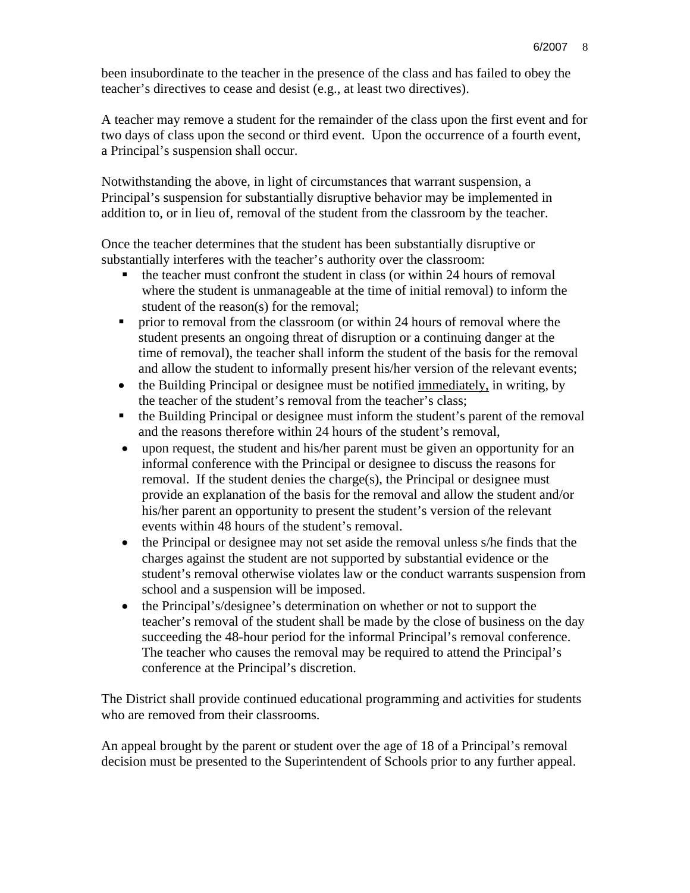been insubordinate to the teacher in the presence of the class and has failed to obey the teacher's directives to cease and desist (e.g., at least two directives).

A teacher may remove a student for the remainder of the class upon the first event and for two days of class upon the second or third event. Upon the occurrence of a fourth event, a Principal's suspension shall occur.

Notwithstanding the above, in light of circumstances that warrant suspension, a Principal's suspension for substantially disruptive behavior may be implemented in addition to, or in lieu of, removal of the student from the classroom by the teacher.

Once the teacher determines that the student has been substantially disruptive or substantially interferes with the teacher's authority over the classroom:

- the teacher must confront the student in class (or within 24 hours of removal where the student is unmanageable at the time of initial removal) to inform the student of the reason(s) for the removal;
- prior to removal from the classroom (or within 24 hours of removal where the student presents an ongoing threat of disruption or a continuing danger at the time of removal), the teacher shall inform the student of the basis for the removal and allow the student to informally present his/her version of the relevant events;
- the Building Principal or designee must be notified <u>immediately,</u> in writing, by the teacher of the student's removal from the teacher's class;
- the Building Principal or designee must inform the student's parent of the removal and the reasons therefore within 24 hours of the student's removal,
- upon request, the student and his/her parent must be given an opportunity for an informal conference with the Principal or designee to discuss the reasons for removal. If the student denies the charge(s), the Principal or designee must provide an explanation of the basis for the removal and allow the student and/or his/her parent an opportunity to present the student's version of the relevant events within 48 hours of the student's removal.
- the Principal or designee may not set aside the removal unless s/he finds that the charges against the student are not supported by substantial evidence or the student's removal otherwise violates law or the conduct warrants suspension from school and a suspension will be imposed.
- the Principal's/designee's determination on whether or not to support the teacher's removal of the student shall be made by the close of business on the day succeeding the 48-hour period for the informal Principal's removal conference. The teacher who causes the removal may be required to attend the Principal's conference at the Principal's discretion.

The District shall provide continued educational programming and activities for students who are removed from their classrooms.

An appeal brought by the parent or student over the age of 18 of a Principal's removal decision must be presented to the Superintendent of Schools prior to any further appeal.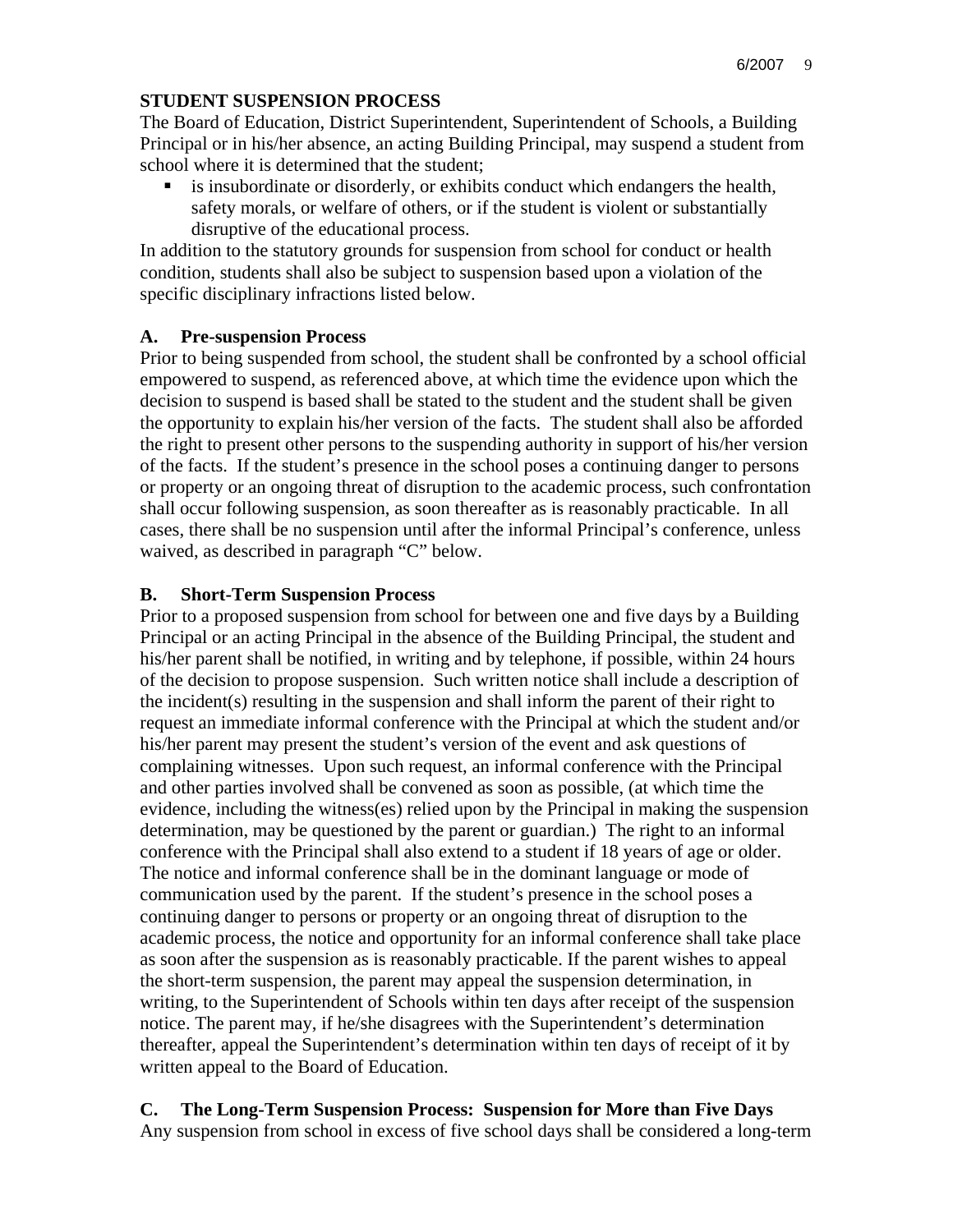## STUDENT SUSPENSION PROCESS

The Board of Education, District Superintendent, Superintendent of Schools, a Building Principal or in his/her absence, an acting Building Principal, may suspend a student from school where it is determined that the student;

- is insubordinate or disorderly, or exhibits conduct which endangers the health, safety morals, or welfare of others, or if the student is violent or substantially disruptive of the educational process.

In addition to the statutory grounds for suspension from school for conduct or health condition, students shall also be subject to suspension based upon a violation of the specific disciplinary infractions listed below.

### A. Pre-suspension Process

Prior to being suspended from school, the student shall be confronted by a school official empowered to suspend, as referenced above, at which time the evidence upon which the decision to suspend is based shall be stated to the student and the student shall be given the opportunity to explain his/her version of the facts. The student shall also be afforded the right to present other persons to the suspending authority in support of his/her version of the facts. If the student's presence in the school poses a continuing danger to persons or property or an ongoing threat of disruption to the academic process, such confrontation shall occur following suspension, as soon thereafter as is reasonably practicable. In all cases, there shall be no suspension until after the informal Principal's conference, unless waived, as described in paragraph "C" below.

### B. Short-Term Suspension Process

Prior to a proposed suspension from school for between one and five days by a Building Principal or an acting Principal in the absence of the Building Principal, the student and his/her parent shall be notified, in writing and by telephone, if possible, within 24 hours of the decision to propose suspension. Such written notice shall include a description of the incident(s) resulting in the suspension and shall inform the parent of their right to request an immediate informal conference with the Principal at which the student and/or his/her parent may present the student's version of the event and ask questions of complaining witnesses. Upon such request, an informal conference with the Principal and other parties involved shall be convened as soon as possible, (at which time the evidence, including the witness(es) relied upon by the Principal in making the suspension determination, may be questioned by the parent or guardian.) The right to an informal conference with the Principal shall also extend to a student if 18 years of age or older. The notice and informal conference shall be in the dominant language or mode of communication used by the parent. If the student's presence in the school poses a continuing danger to persons or property or an ongoing threat of disruption to the academic process, the notice and opportunity for an informal conference shall take place as soon after the suspension as is reasonably practicable. If the parent wishes to appeal the short-term suspension, the parent may appeal the suspension determination, in writing, to the Superintendent of Schools within ten days after receipt of the suspension notice. The parent may, if he/she disagrees with the Superintendent's determination thereafter, appeal the Superintendent's determination within ten days of receipt of it by written appeal to the Board of Education.

### C. The Long-Term Suspension Process: Suspension for More than Five Days

Any suspension from school in excess of five school days shall be considered a long-term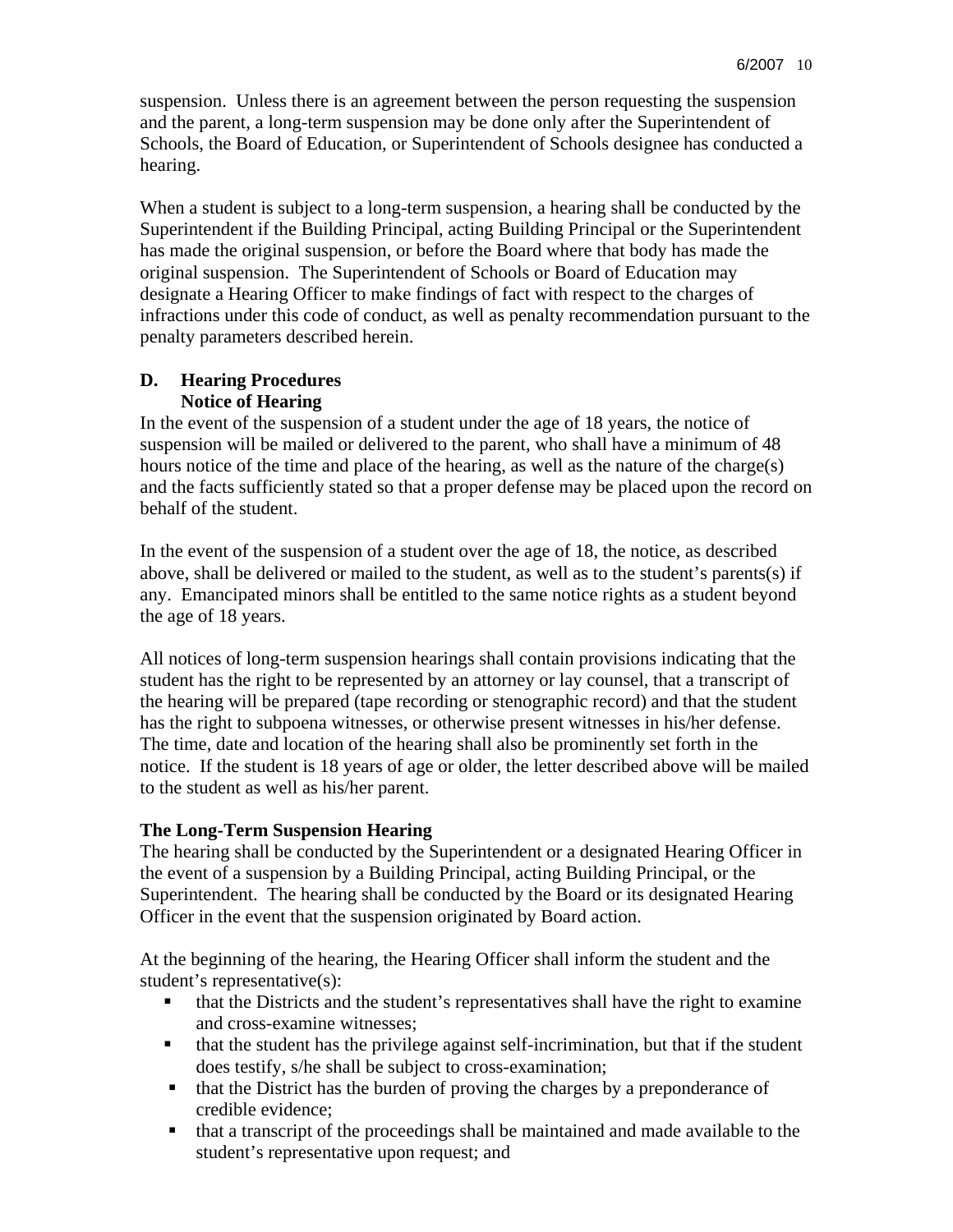suspension. Unless there is an agreement between the person requesting the suspension and the parent, a long-term suspension may be done only after the Superintendent of Schools, the Board of Education, or Superintendent of Schools designee has conducted a hearing.

When a student is subject to a long-term suspension, a hearing shall be conducted by the Superintendent if the Building Principal, acting Building Principal or the Superintendent has made the original suspension, or before the Board where that body has made the original suspension. The Superintendent of Schools or Board of Education may designate a Hearing Officer to make findings of fact with respect to the charges of infractions under this code of conduct, as well as penalty recommendation pursuant to the penalty parameters described herein.

### D. Hearing Procedures

**Notice of Hearing**

In the event of the suspension of a student under the age of 18 years, the notice of suspension will be mailed or delivered to the parent, who shall have a minimum of 48 hours notice of the time and place of the hearing, as well as the nature of the charge(s) and the facts sufficiently stated so that a proper defense may be placed upon the record on behalf of the student.

In the event of the suspension of a student over the age of 18, the notice, as described above, shall be delivered or mailed to the student, as well as to the student's parents(s) if any. Emancipated minors shall be entitled to the same notice rights as a student beyond the age of 18 years.

All notices of long-term suspension hearings shall contain provisions indicating that the student has the right to be represented by an attorney or lay counsel, that a transcript of the hearing will be prepared (tape recording or stenographic record) and that the student has the right to subpoena witnesses, or otherwise present witnesses in his/her defense. The time, date and location of the hearing shall also be prominently set forth in the notice. If the student is 18 years of age or older, the letter described above will be mailed to the student as well as his/her parent.

**The Long-Term Suspension Hearing**

The hearing shall be conducted by the Superintendent or a designated Hearing Officer in the event of a suspension by a Building Principal, acting Building Principal, or the Superintendent. The hearing shall be conducted by the Board or its designated Hearing Officer in the event that the suspension originated by Board action.

At the beginning of the hearing, the Hearing Officer shall inform the student and the student's representative(s):

- that the Districts and the student's representatives shall have the right to examine and cross-examine witnesses;
- that the student has the privilege against self-incrimination, but that if the student does testify, s/he shall be subject to cross-examination;
- that the District has the burden of proving the charges by a preponderance of credible evidence;
- that a transcript of the proceedings shall be maintained and made available to the student's representative upon request; and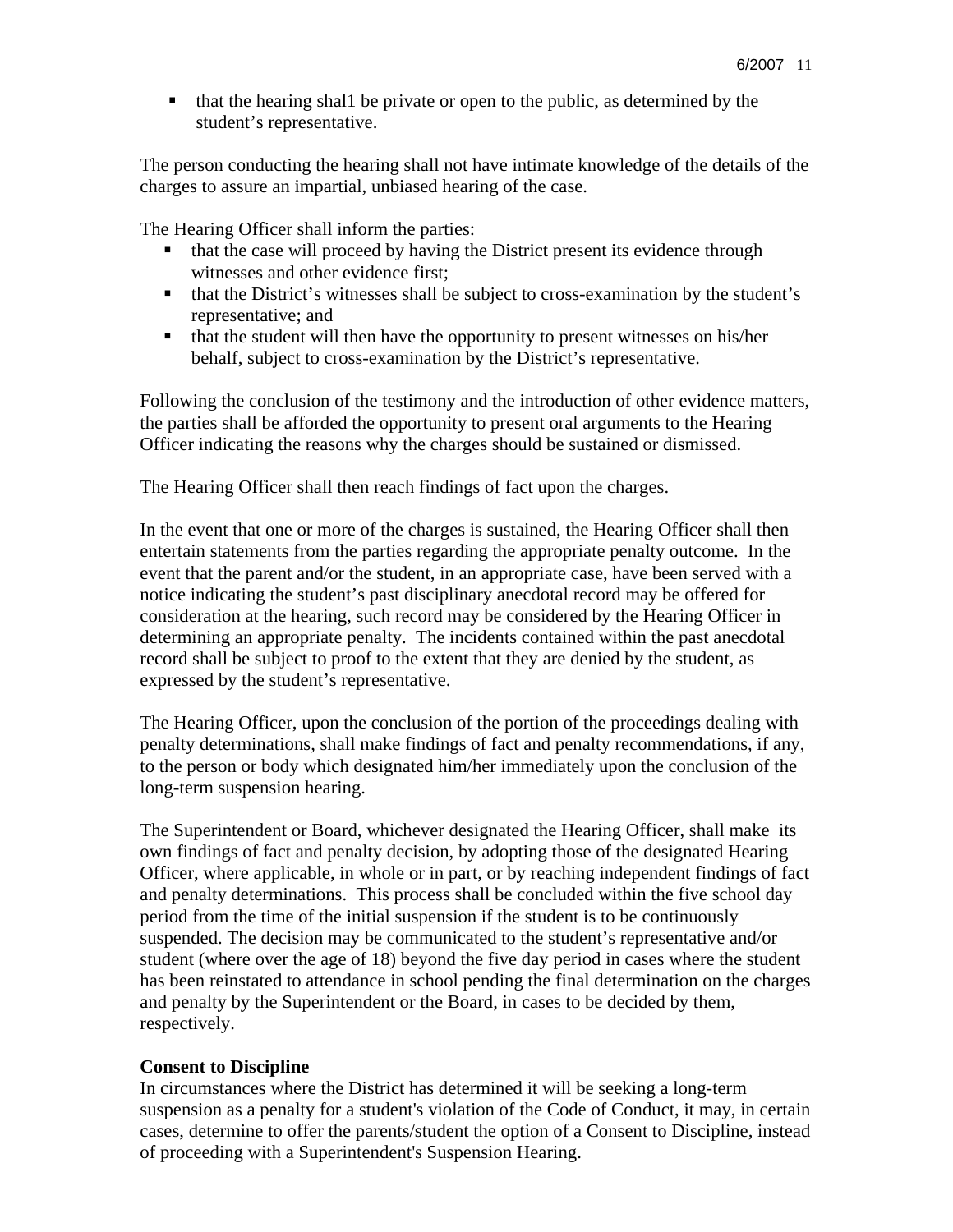- that the hearing shal1 be private or open to the public, as determined by the student's representative.

The person conducting the hearing shall not have intimate knowledge of the details of the charges to assure an impartial, unbiased hearing of the case.

The Hearing Officer shall inform the parties:

- that the case will proceed by having the District present its evidence through witnesses and other evidence first;
- that the District's witnesses shall be subject to cross-examination by the student's representative; and
- that the student will then have the opportunity to present witnesses on his/her behalf, subject to cross-examination by the District's representative.

Following the conclusion of the testimony and the introduction of other evidence matters, the parties shall be afforded the opportunity to present oral arguments to the Hearing Officer indicating the reasons why the charges should be sustained or dismissed.

The Hearing Officer shall then reach findings of fact upon the charges.

In the event that one or more of the charges is sustained, the Hearing Officer shall then entertain statements from the parties regarding the appropriate penalty outcome. In the event that the parent and/or the student, in an appropriate case, have been served with a notice indicating the student's past disciplinary anecdotal record may be offered for consideration at the hearing, such record may be considered by the Hearing Officer in determining an appropriate penalty. The incidents contained within the past anecdotal record shall be subject to proof to the extent that they are denied by the student, as expressed by the student's representative.

The Hearing Officer, upon the conclusion of the portion of the proceedings dealing with penalty determinations, shall make findings of fact and penalty recommendations, if any, to the person or body which designated him/her immediately upon the conclusion of the long-term suspension hearing.

The Superintendent or Board, whichever designated the Hearing Officer, shall make its own findings of fact and penalty decision, by adopting those of the designated Hearing Officer, where applicable, in whole or in part, or by reaching independent findings of fact and penalty determinations. This process shall be concluded within the five school day period from the time of the initial suspension if the student is to be continuously suspended. The decision may be communicated to the student's representative and/or student (where over the age of 18) beyond the five day period in cases where the student has been reinstated to attendance in school pending the final determination on the charges and penalty by the Superintendent or the Board, in cases to be decided by them, respectively.

**Consent to Discipline**

In circumstances where the District has determined it will be seeking a long-term suspension as a penalty for a student's violation of the Code of Conduct, it may, in certain cases, determine to offer the parents/student the option of a Consent to Discipline, instead of proceeding with a Superintendent's Suspension Hearing.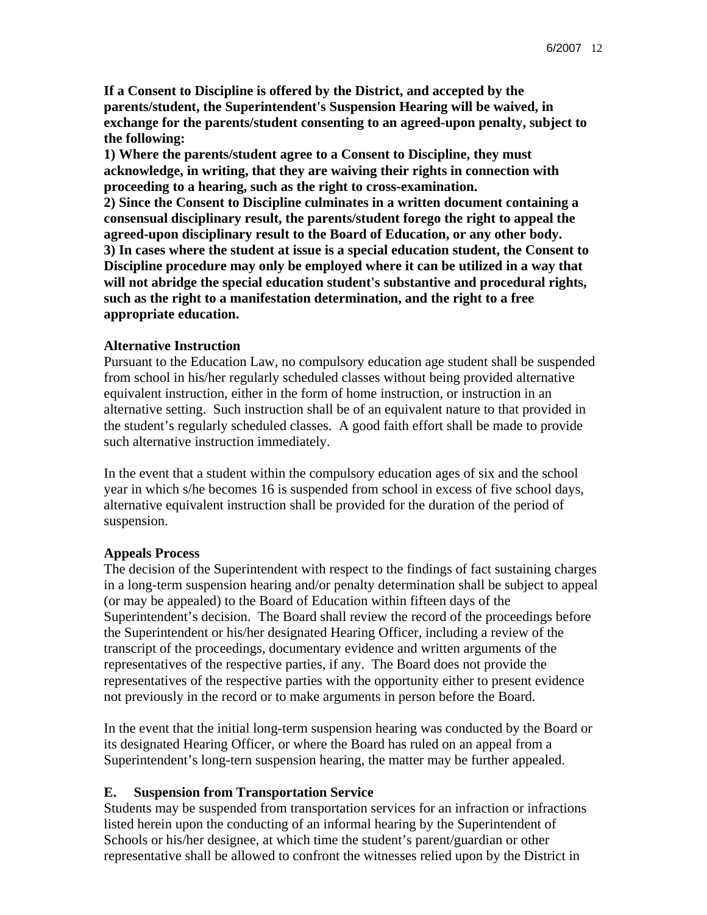**If a Consent to Discipline is offered by the District, and accepted by the parents/student, the Superintendent's Suspension Hearing will be waived, in exchange for the parents/student consenting to an agreed-upon penalty, subject to the following:**

**1) Where the parents/student agree to a Consent to Discipline, they must acknowledge, in writing, that they are waiving their rights in connection with proceeding to a hearing, such as the right to cross-examination.**

**2) Since the Consent to Discipline culminates in a written document containing a consensual disciplinary result, the parents/student forego the right to appeal the agreed-upon disciplinary result to the Board of Education, or any other body.**

**3) In cases where the student at issue is a special education student, the Consent to Discipline procedure may only be employed where it can be utilized in a way that will not abridge the special education student's substantive and procedural rights, such as the right to a manifestation determination, and the right to a free appropriate education.**

**Alternative Instruction**

Pursuant to the Education Law, no compulsory education age student shall be suspended from school in his/her regularly scheduled classes without being provided alternative equivalent instruction, either in the form of home instruction, or instruction in an alternative setting. Such instruction shall be of an equivalent nature to that provided in the student's regularly scheduled classes. A good faith effort shall be made to provide such alternative instruction immediately.

In the event that a student within the compulsory education ages of six and the school year in which s/he becomes 16 is suspended from school in excess of five school days, alternative equivalent instruction shall be provided for the duration of the period of suspension.

**Appeals Process**

The decision of the Superintendent with respect to the findings of fact sustaining charges in a long-term suspension hearing and/or penalty determination shall be subject to appeal (or may be appealed) to the Board of Education within fifteen days of the Superintendent's decision. The Board shall review the record of the proceedings before the Superintendent or his/her designated Hearing Officer, including a review of the transcript of the proceedings, documentary evidence and written arguments of the representatives of the respective parties, if any. The Board does not provide the representatives of the respective parties with the opportunity either to present evidence not previously in the record or to make arguments in person before the Board.

In the event that the initial long-term suspension hearing was conducted by the Board or its designated Hearing Officer, or where the Board has ruled on an appeal from a Superintendent's long-tern suspension hearing, the matter may be further appealed.

**E. Suspension from Transportation Service**

Students may be suspended from transportation services for an infraction or infractions listed herein upon the conducting of an informal hearing by the Superintendent of Schools or his/her designee, at which time the student's parent/guardian or other representative shall be allowed to confront the witnesses relied upon by the District in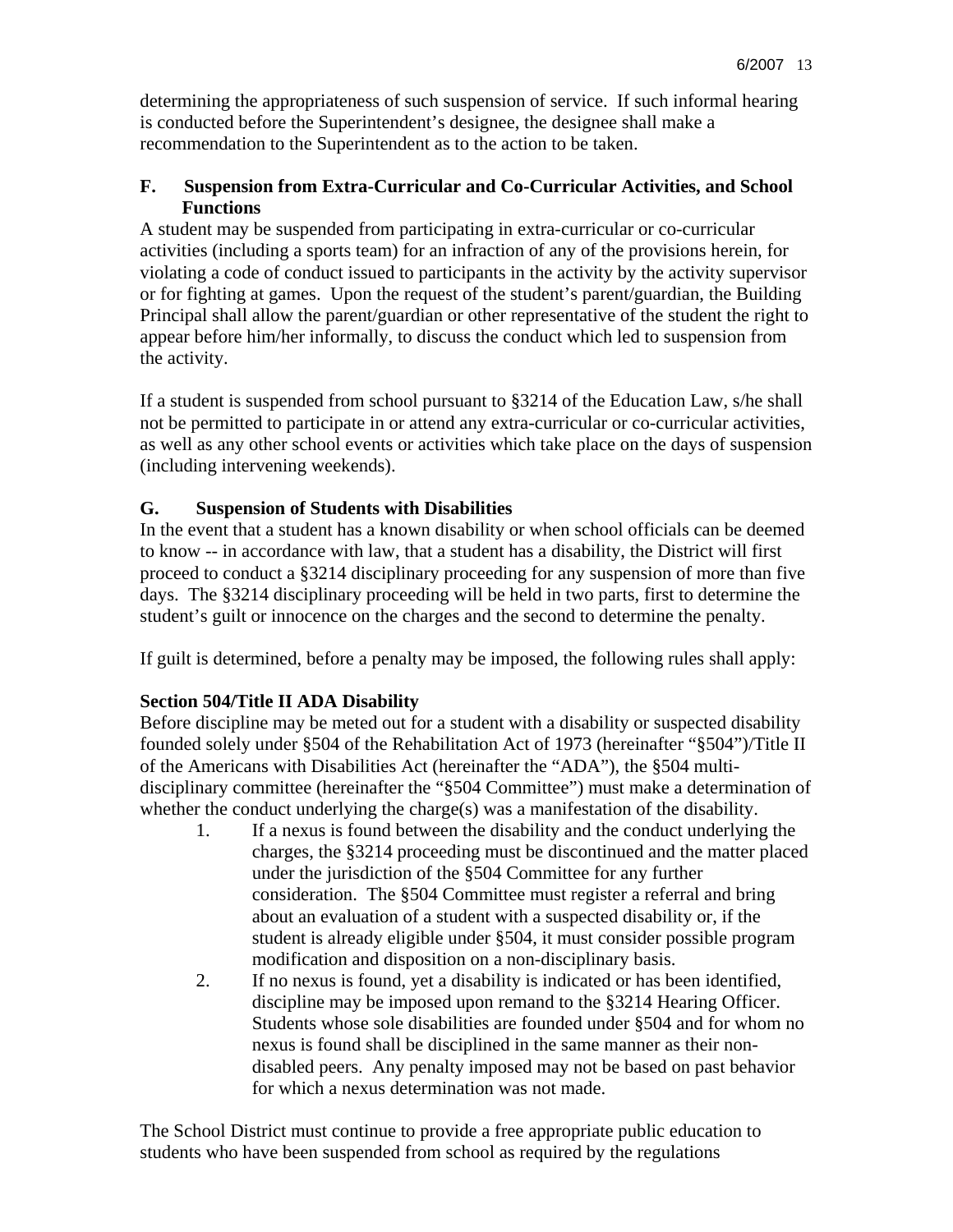determining the appropriateness of such suspension of service. If such informal hearing is conducted before the Superintendent's designee, the designee shall make a recommendation to the Superintendent as to the action to be taken.

### F. Suspension from Extra-Curricular and Co-Curricular Activities, and School Functions

A student may be suspended from participating in extra-curricular or co-curricular activities (including a sports team) for an infraction of any of the provisions herein, for violating a code of conduct issued to participants in the activity by the activity supervisor or for fighting at games. Upon the request of the student's parent/guardian, the Building Principal shall allow the parent/guardian or other representative of the student the right to appear before him/her informally, to discuss the conduct which led to suspension from the activity.

If a student is suspended from school pursuant to §3214 of the Education Law, s/he shall not be permitted to participate in or attend any extra-curricular or co-curricular activities, as well as any other school events or activities which take place on the days of suspension (including intervening weekends).

### G. Suspension of Students with Disabilities

In the event that a student has a known disability or when school officials can be deemed to know -- in accordance with law, that a student has a disability, the District will first proceed to conduct a §3214 disciplinary proceeding for any suspension of more than five days. The §3214 disciplinary proceeding will be held in two parts, first to determine the student's guilt or innocence on the charges and the second to determine the penalty.

If guilt is determined, before a penalty may be imposed, the following rules shall apply:

**Section 504/Title II ADA Disability**

Before discipline may be meted out for a student with a disability or suspected disability founded solely under §504 of the Rehabilitation Act of 1973 (hereinafter "§504")/Title II of the Americans with Disabilities Act (hereinafter the "ADA"), the §504 multi-disciplinary committee (hereinafter the "§504 Committee") must make a determination of whether the conduct underlying the charge(s) was a manifestation of the disability.

1. If a nexus is found between the disability and the conduct underlying the charges, the §3214 proceeding must be discontinued and the matter placed under the jurisdiction of the §504 Committee for any further consideration. The §504 Committee must register a referral and bring about an evaluation of a student with a suspected disability or, if the student is already eligible under §504, it must consider possible program modification and disposition on a non-disciplinary basis.
2. If no nexus is found, yet a disability is indicated or has been identified, discipline may be imposed upon remand to the §3214 Hearing Officer. Students whose sole disabilities are founded under §504 and for whom no nexus is found shall be disciplined in the same manner as their non-disabled peers. Any penalty imposed may not be based on past behavior for which a nexus determination was not made.

The School District must continue to provide a free appropriate public education to students who have been suspended from school as required by the regulations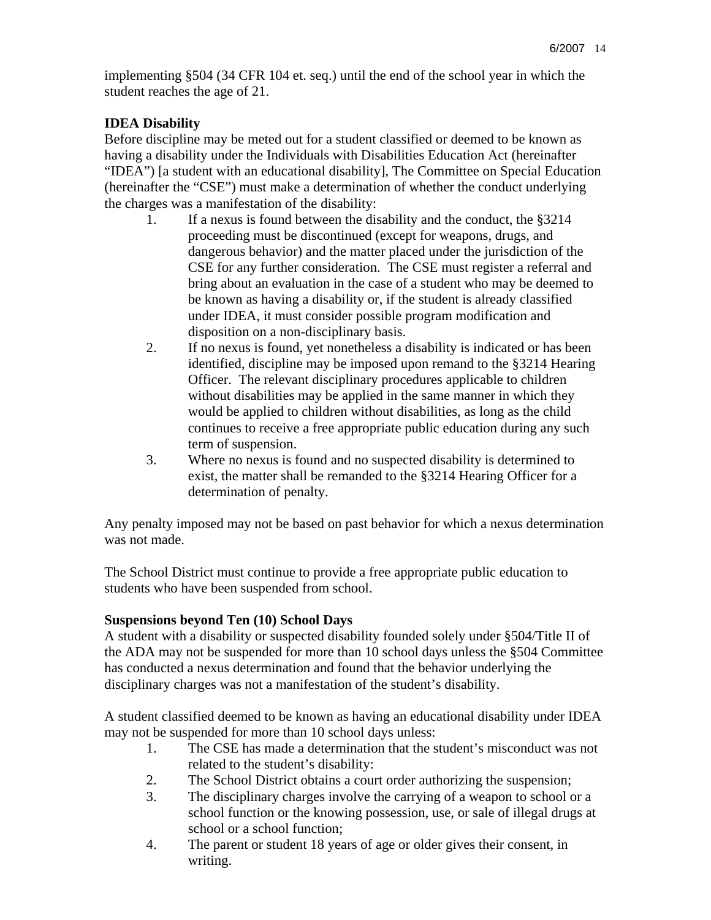implementing §504 (34 CFR 104 et. seq.) until the end of the school year in which the student reaches the age of 21.

**IDEA Disability**

Before discipline may be meted out for a student classified or deemed to be known as having a disability under the Individuals with Disabilities Education Act (hereinafter "IDEA") [a student with an educational disability], The Committee on Special Education (hereinafter the "CSE") must make a determination of whether the conduct underlying the charges was a manifestation of the disability:

1. If a nexus is found between the disability and the conduct, the §3214 proceeding must be discontinued (except for weapons, drugs, and dangerous behavior) and the matter placed under the jurisdiction of the CSE for any further consideration. The CSE must register a referral and bring about an evaluation in the case of a student who may be deemed to be known as having a disability or, if the student is already classified under IDEA, it must consider possible program modification and disposition on a non-disciplinary basis.
2. If no nexus is found, yet nonetheless a disability is indicated or has been identified, discipline may be imposed upon remand to the §3214 Hearing Officer. The relevant disciplinary procedures applicable to children without disabilities may be applied in the same manner in which they would be applied to children without disabilities, as long as the child continues to receive a free appropriate public education during any such term of suspension.
3. Where no nexus is found and no suspected disability is determined to exist, the matter shall be remanded to the §3214 Hearing Officer for a determination of penalty.

Any penalty imposed may not be based on past behavior for which a nexus determination was not made.

The School District must continue to provide a free appropriate public education to students who have been suspended from school.

**Suspensions beyond Ten (10) School Days**

A student with a disability or suspected disability founded solely under §504/Title II of the ADA may not be suspended for more than 10 school days unless the §504 Committee has conducted a nexus determination and found that the behavior underlying the disciplinary charges was not a manifestation of the student's disability.

A student classified deemed to be known as having an educational disability under IDEA may not be suspended for more than 10 school days unless:

1. The CSE has made a determination that the student's misconduct was not related to the student's disability:
2. The School District obtains a court order authorizing the suspension;
3. The disciplinary charges involve the carrying of a weapon to school or a school function or the knowing possession, use, or sale of illegal drugs at school or a school function;
4. The parent or student 18 years of age or older gives their consent, in writing.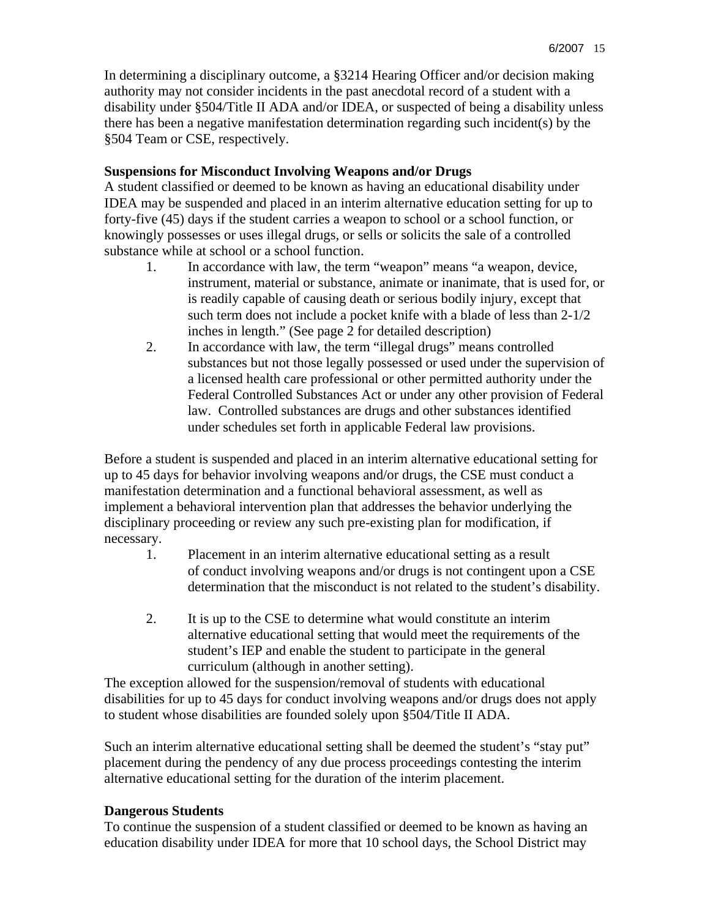In determining a disciplinary outcome, a §3214 Hearing Officer and/or decision making authority may not consider incidents in the past anecdotal record of a student with a disability under §504/Title II ADA and/or IDEA, or suspected of being a disability unless there has been a negative manifestation determination regarding such incident(s) by the §504 Team or CSE, respectively.

**Suspensions for Misconduct Involving Weapons and/or Drugs**

A student classified or deemed to be known as having an educational disability under IDEA may be suspended and placed in an interim alternative education setting for up to forty-five (45) days if the student carries a weapon to school or a school function, or knowingly possesses or uses illegal drugs, or sells or solicits the sale of a controlled substance while at school or a school function.

1. In accordance with law, the term "weapon" means "a weapon, device, instrument, material or substance, animate or inanimate, that is used for, or is readily capable of causing death or serious bodily injury, except that such term does not include a pocket knife with a blade of less than 2-1/2 inches in length." (See page 2 for detailed description)
2. In accordance with law, the term "illegal drugs" means controlled substances but not those legally possessed or used under the supervision of a licensed health care professional or other permitted authority under the Federal Controlled Substances Act or under any other provision of Federal law. Controlled substances are drugs and other substances identified under schedules set forth in applicable Federal law provisions.

Before a student is suspended and placed in an interim alternative educational setting for up to 45 days for behavior involving weapons and/or drugs, the CSE must conduct a manifestation determination and a functional behavioral assessment, as well as implement a behavioral intervention plan that addresses the behavior underlying the disciplinary proceeding or review any such pre-existing plan for modification, if necessary.

1. Placement in an interim alternative educational setting as a result of conduct involving weapons and/or drugs is not contingent upon a CSE determination that the misconduct is not related to the student's disability.

2. It is up to the CSE to determine what would constitute an interim alternative educational setting that would meet the requirements of the student's IEP and enable the student to participate in the general curriculum (although in another setting).

The exception allowed for the suspension/removal of students with educational disabilities for up to 45 days for conduct involving weapons and/or drugs does not apply to student whose disabilities are founded solely upon §504/Title II ADA.

Such an interim alternative educational setting shall be deemed the student's "stay put" placement during the pendency of any due process proceedings contesting the interim alternative educational setting for the duration of the interim placement.

**Dangerous Students**

To continue the suspension of a student classified or deemed to be known as having an education disability under IDEA for more that 10 school days, the School District may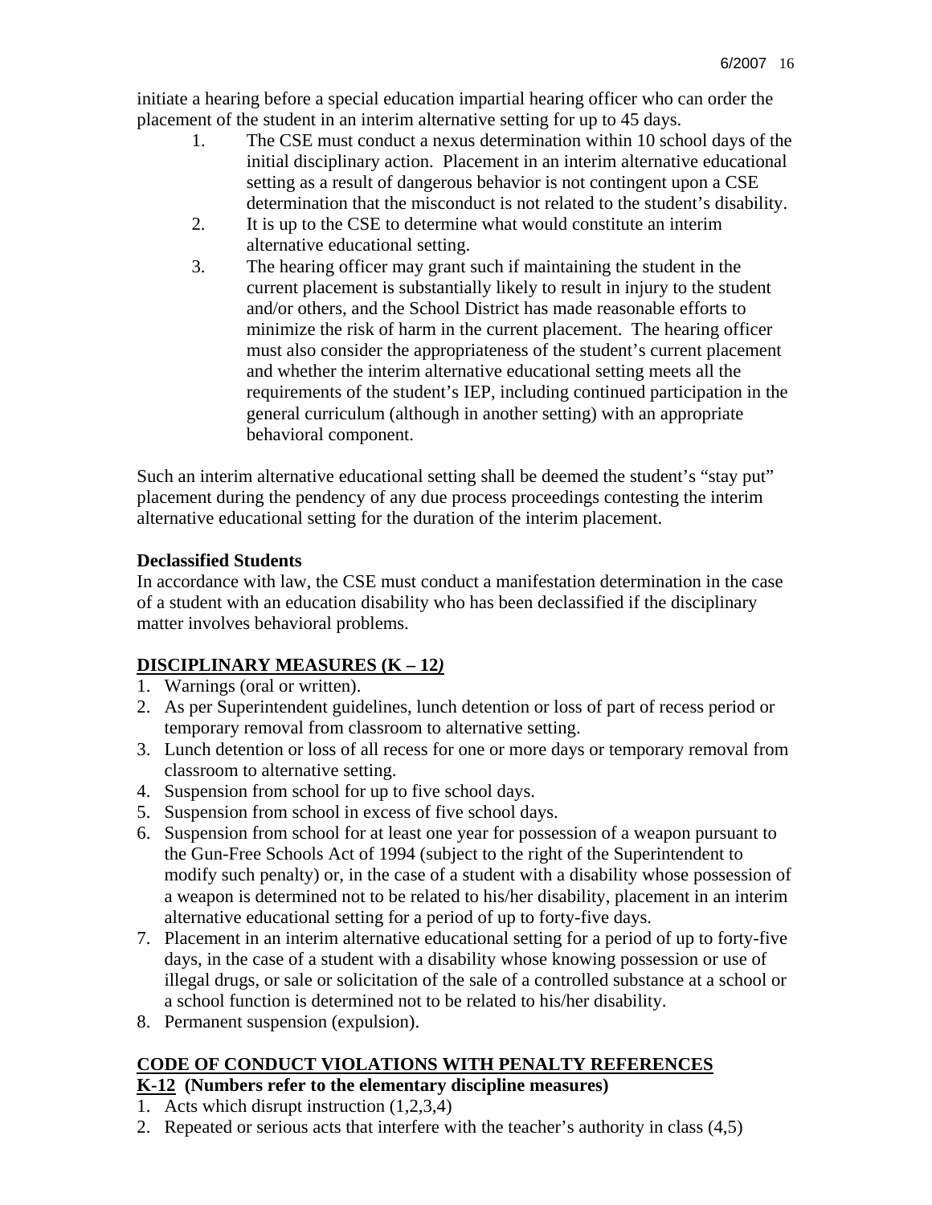initiate a hearing before a special education impartial hearing officer who can order the placement of the student in an interim alternative setting for up to 45 days.

1. The CSE must conduct a nexus determination within 10 school days of the initial disciplinary action. Placement in an interim alternative educational setting as a result of dangerous behavior is not contingent upon a CSE determination that the misconduct is not related to the student's disability.
2. It is up to the CSE to determine what would constitute an interim alternative educational setting.
3. The hearing officer may grant such if maintaining the student in the current placement is substantially likely to result in injury to the student and/or others, and the School District has made reasonable efforts to minimize the risk of harm in the current placement. The hearing officer must also consider the appropriateness of the student's current placement and whether the interim alternative educational setting meets all the requirements of the student's IEP, including continued participation in the general curriculum (although in another setting) with an appropriate behavioral component.

Such an interim alternative educational setting shall be deemed the student's "stay put" placement during the pendency of any due process proceedings contesting the interim alternative educational setting for the duration of the interim placement.

**Declassified Students**

In accordance with law, the CSE must conduct a manifestation determination in the case of a student with an education disability who has been declassified if the disciplinary matter involves behavioral problems.

**DISCIPLINARY MEASURES (K – 12)**

1. Warnings (oral or written).
2. As per Superintendent guidelines, lunch detention or loss of part of recess period or temporary removal from classroom to alternative setting.
3. Lunch detention or loss of all recess for one or more days or temporary removal from classroom to alternative setting.
4. Suspension from school for up to five school days.
5. Suspension from school in excess of five school days.
6. Suspension from school for at least one year for possession of a weapon pursuant to the Gun-Free Schools Act of 1994 (subject to the right of the Superintendent to modify such penalty) or, in the case of a student with a disability whose possession of a weapon is determined not to be related to his/her disability, placement in an interim alternative educational setting for a period of up to forty-five days.
7. Placement in an interim alternative educational setting for a period of up to forty-five days, in the case of a student with a disability whose knowing possession or use of illegal drugs, or sale or solicitation of the sale of a controlled substance at a school or a school function is determined not to be related to his/her disability.
8. Permanent suspension (expulsion).

**CODE OF CONDUCT VIOLATIONS WITH PENALTY REFERENCES**

**K-12 (Numbers refer to the elementary discipline measures)**

1. Acts which disrupt instruction (1,2,3,4)
2. Repeated or serious acts that interfere with the teacher's authority in class (4,5)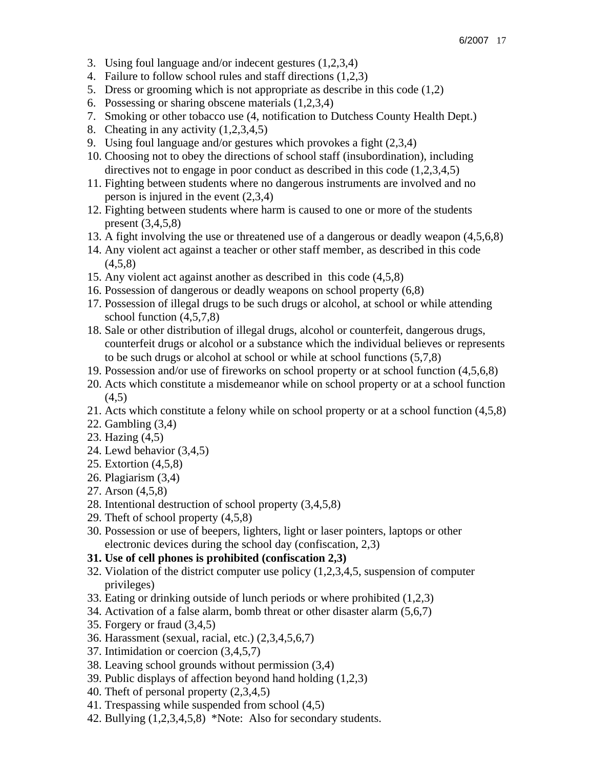3. Using foul language and/or indecent gestures (1,2,3,4)
4. Failure to follow school rules and staff directions (1,2,3)
5. Dress or grooming which is not appropriate as describe in this code (1,2)
6. Possessing or sharing obscene materials (1,2,3,4)
7. Smoking or other tobacco use (4, notification to Dutchess County Health Dept.)
8. Cheating in any activity (1,2,3,4,5)
9. Using foul language and/or gestures which provokes a fight (2,3,4)
10. Choosing not to obey the directions of school staff (insubordination), including directives not to engage in poor conduct as described in this code (1,2,3,4,5)
11. Fighting between students where no dangerous instruments are involved and no person is injured in the event (2,3,4)
12. Fighting between students where harm is caused to one or more of the students present (3,4,5,8)
13. A fight involving the use or threatened use of a dangerous or deadly weapon (4,5,6,8)
14. Any violent act against a teacher or other staff member, as described in this code (4,5,8)
15. Any violent act against another as described in this code (4,5,8)
16. Possession of dangerous or deadly weapons on school property (6,8)
17. Possession of illegal drugs to be such drugs or alcohol, at school or while attending school function (4,5,7,8)
18. Sale or other distribution of illegal drugs, alcohol or counterfeit, dangerous drugs, counterfeit drugs or alcohol or a substance which the individual believes or represents to be such drugs or alcohol at school or while at school functions (5,7,8)
19. Possession and/or use of fireworks on school property or at school function (4,5,6,8)
20. Acts which constitute a misdemeanor while on school property or at a school function (4,5)
21. Acts which constitute a felony while on school property or at a school function (4,5,8)
22. Gambling (3,4)
23. Hazing (4,5)
24. Lewd behavior (3,4,5)
25. Extortion (4,5,8)
26. Plagiarism (3,4)
27. Arson (4,5,8)
28. Intentional destruction of school property (3,4,5,8)
29. Theft of school property (4,5,8)
30. Possession or use of beepers, lighters, light or laser pointers, laptops or other electronic devices during the school day (confiscation, 2,3)
31. **Use of cell phones is prohibited (confiscation 2,3)**
32. Violation of the district computer use policy (1,2,3,4,5, suspension of computer privileges)
33. Eating or drinking outside of lunch periods or where prohibited (1,2,3)
34. Activation of a false alarm, bomb threat or other disaster alarm (5,6,7)
35. Forgery or fraud (3,4,5)
36. Harassment (sexual, racial, etc.) (2,3,4,5,6,7)
37. Intimidation or coercion (3,4,5,7)
38. Leaving school grounds without permission (3,4)
39. Public displays of affection beyond hand holding (1,2,3)
40. Theft of personal property (2,3,4,5)
41. Trespassing while suspended from school (4,5)
42. Bullying (1,2,3,4,5,8) *Note: Also for secondary students.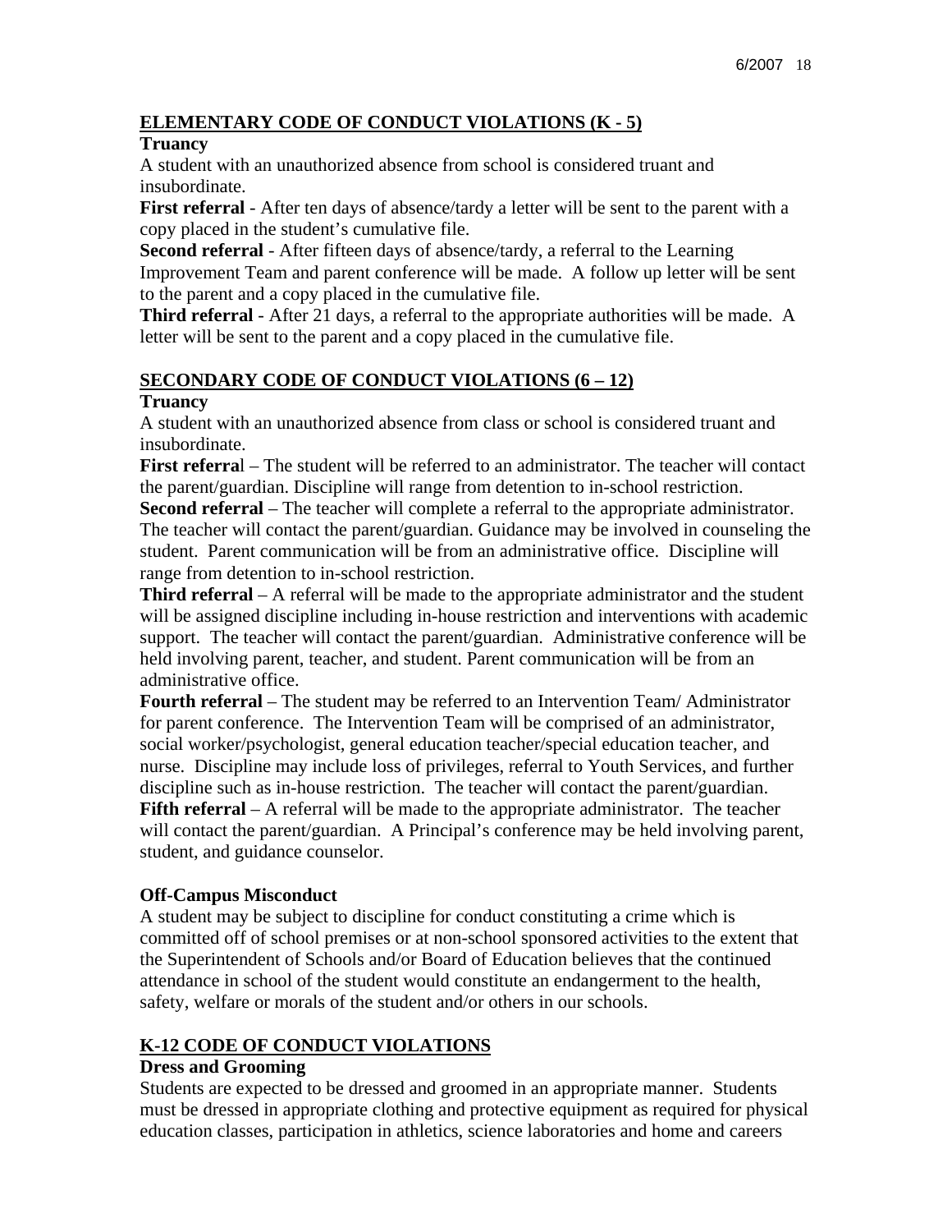## ELEMENTARY CODE OF CONDUCT VIOLATIONS (K - 5)

### Truancy

A student with an unauthorized absence from school is considered truant and insubordinate.

**First referral** - After ten days of absence/tardy a letter will be sent to the parent with a copy placed in the student's cumulative file.

**Second referral** - After fifteen days of absence/tardy, a referral to the Learning Improvement Team and parent conference will be made. A follow up letter will be sent to the parent and a copy placed in the cumulative file.

**Third referral** - After 21 days, a referral to the appropriate authorities will be made. A letter will be sent to the parent and a copy placed in the cumulative file.

## SECONDARY CODE OF CONDUCT VIOLATIONS (6 – 12)

### Truancy

A student with an unauthorized absence from class or school is considered truant and insubordinate.

**First referral** – The student will be referred to an administrator. The teacher will contact the parent/guardian. Discipline will range from detention to in-school restriction.

**Second referral** – The teacher will complete a referral to the appropriate administrator. The teacher will contact the parent/guardian. Guidance may be involved in counseling the student. Parent communication will be from an administrative office. Discipline will range from detention to in-school restriction.

**Third referral** – A referral will be made to the appropriate administrator and the student will be assigned discipline including in-house restriction and interventions with academic support. The teacher will contact the parent/guardian. Administrative conference will be held involving parent, teacher, and student. Parent communication will be from an administrative office.

**Fourth referral** – The student may be referred to an Intervention Team/ Administrator for parent conference. The Intervention Team will be comprised of an administrator, social worker/psychologist, general education teacher/special education teacher, and nurse. Discipline may include loss of privileges, referral to Youth Services, and further discipline such as in-house restriction. The teacher will contact the parent/guardian.

**Fifth referral** – A referral will be made to the appropriate administrator. The teacher will contact the parent/guardian. A Principal's conference may be held involving parent, student, and guidance counselor.

### Off-Campus Misconduct

A student may be subject to discipline for conduct constituting a crime which is committed off of school premises or at non-school sponsored activities to the extent that the Superintendent of Schools and/or Board of Education believes that the continued attendance in school of the student would constitute an endangerment to the health, safety, welfare or morals of the student and/or others in our schools.

## K-12 CODE OF CONDUCT VIOLATIONS

### Dress and Grooming

Students are expected to be dressed and groomed in an appropriate manner. Students must be dressed in appropriate clothing and protective equipment as required for physical education classes, participation in athletics, science laboratories and home and careers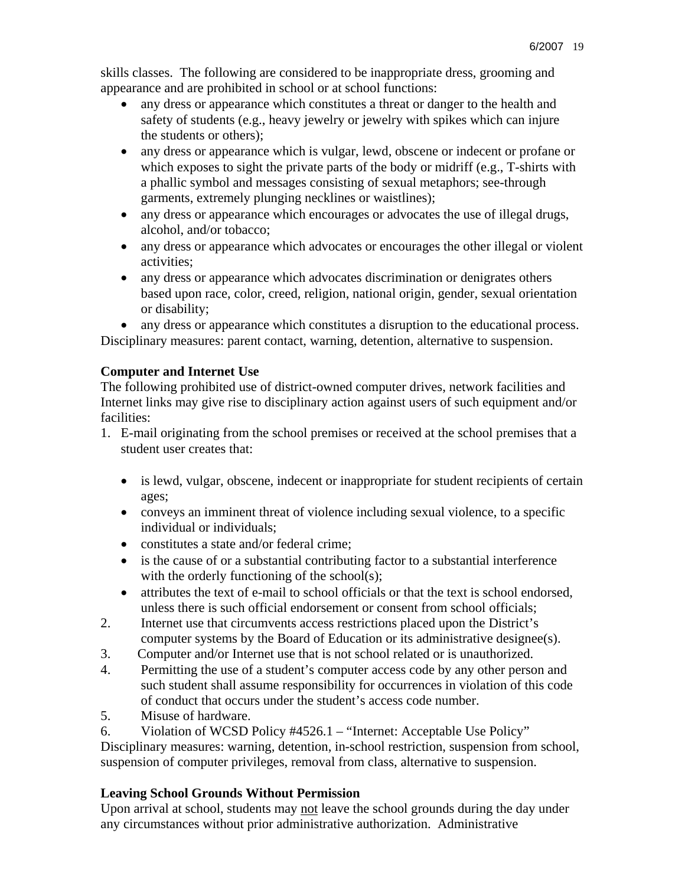skills classes. The following are considered to be inappropriate dress, grooming and appearance and are prohibited in school or at school functions:

- any dress or appearance which constitutes a threat or danger to the health and safety of students (e.g., heavy jewelry or jewelry with spikes which can injure the students or others);
- any dress or appearance which is vulgar, lewd, obscene or indecent or profane or which exposes to sight the private parts of the body or midriff (e.g., T-shirts with a phallic symbol and messages consisting of sexual metaphors; see-through garments, extremely plunging necklines or waistlines);
- any dress or appearance which encourages or advocates the use of illegal drugs, alcohol, and/or tobacco;
- any dress or appearance which advocates or encourages the other illegal or violent activities;
- any dress or appearance which advocates discrimination or denigrates others based upon race, color, creed, religion, national origin, gender, sexual orientation or disability;
- any dress or appearance which constitutes a disruption to the educational process.

Disciplinary measures: parent contact, warning, detention, alternative to suspension.

**Computer and Internet Use**

The following prohibited use of district-owned computer drives, network facilities and Internet links may give rise to disciplinary action against users of such equipment and/or facilities:

1. E-mail originating from the school premises or received at the school premises that a student user creates that:
   - is lewd, vulgar, obscene, indecent or inappropriate for student recipients of certain ages;
   - conveys an imminent threat of violence including sexual violence, to a specific individual or individuals;
   - constitutes a state and/or federal crime;
   - is the cause of or a substantial contributing factor to a substantial interference with the orderly functioning of the school(s);
   - attributes the text of e-mail to school officials or that the text is school endorsed, unless there is such official endorsement or consent from school officials;
2. Internet use that circumvents access restrictions placed upon the District's computer systems by the Board of Education or its administrative designee(s).
3. Computer and/or Internet use that is not school related or is unauthorized.
4. Permitting the use of a student's computer access code by any other person and such student shall assume responsibility for occurrences in violation of this code of conduct that occurs under the student's access code number.
5. Misuse of hardware.
6. Violation of WCSD Policy #4526.1 – "Internet: Acceptable Use Policy"

Disciplinary measures: warning, detention, in-school restriction, suspension from school, suspension of computer privileges, removal from class, alternative to suspension.

**Leaving School Grounds Without Permission**

Upon arrival at school, students may not leave the school grounds during the day under any circumstances without prior administrative authorization. Administrative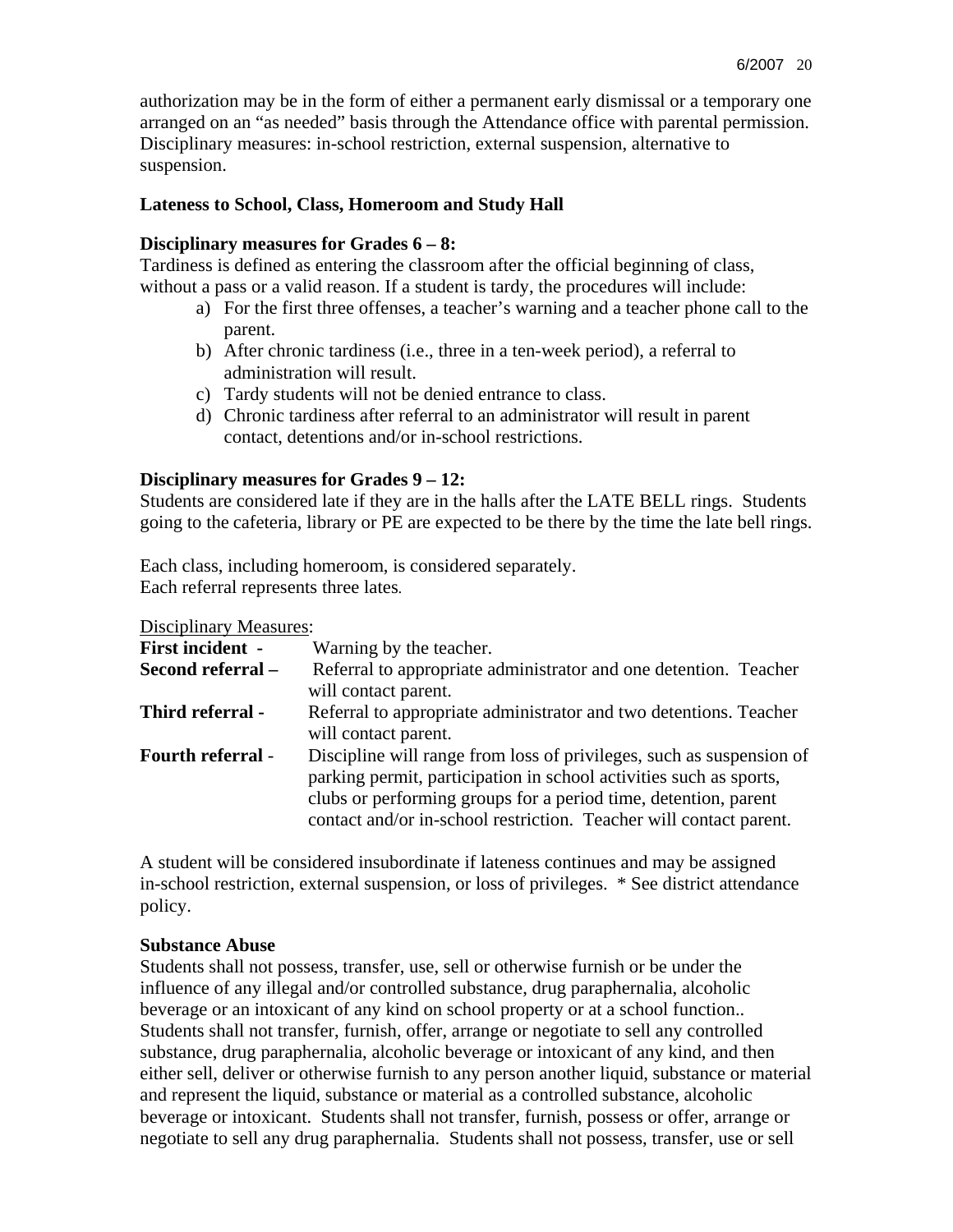authorization may be in the form of either a permanent early dismissal or a temporary one arranged on an "as needed" basis through the Attendance office with parental permission. Disciplinary measures: in-school restriction, external suspension, alternative to suspension.

**Lateness to School, Class, Homeroom and Study Hall**

**Disciplinary measures for Grades 6 – 8:**

Tardiness is defined as entering the classroom after the official beginning of class, without a pass or a valid reason. If a student is tardy, the procedures will include:

a) For the first three offenses, a teacher's warning and a teacher phone call to the parent.
b) After chronic tardiness (i.e., three in a ten-week period), a referral to administration will result.
c) Tardy students will not be denied entrance to class.
d) Chronic tardiness after referral to an administrator will result in parent contact, detentions and/or in-school restrictions.

**Disciplinary measures for Grades 9 – 12:**

Students are considered late if they are in the halls after the LATE BELL rings. Students going to the cafeteria, library or PE are expected to be there by the time the late bell rings.

Each class, including homeroom, is considered separately.
Each referral represents three lates.

Disciplinary Measures:

| | |
|---|---|
| **First incident -** | Warning by the teacher. |
| **Second referral –** | Referral to appropriate administrator and one detention. Teacher will contact parent. |
| **Third referral -** | Referral to appropriate administrator and two detentions. Teacher will contact parent. |
| **Fourth referral -** | Discipline will range from loss of privileges, such as suspension of parking permit, participation in school activities such as sports, clubs or performing groups for a period time, detention, parent contact and/or in-school restriction. Teacher will contact parent. |

A student will be considered insubordinate if lateness continues and may be assigned in-school restriction, external suspension, or loss of privileges. * See district attendance policy.

**Substance Abuse**

Students shall not possess, transfer, use, sell or otherwise furnish or be under the influence of any illegal and/or controlled substance, drug paraphernalia, alcoholic beverage or an intoxicant of any kind on school property or at a school function.. Students shall not transfer, furnish, offer, arrange or negotiate to sell any controlled substance, drug paraphernalia, alcoholic beverage or intoxicant of any kind, and then either sell, deliver or otherwise furnish to any person another liquid, substance or material and represent the liquid, substance or material as a controlled substance, alcoholic beverage or intoxicant. Students shall not transfer, furnish, possess or offer, arrange or negotiate to sell any drug paraphernalia. Students shall not possess, transfer, use or sell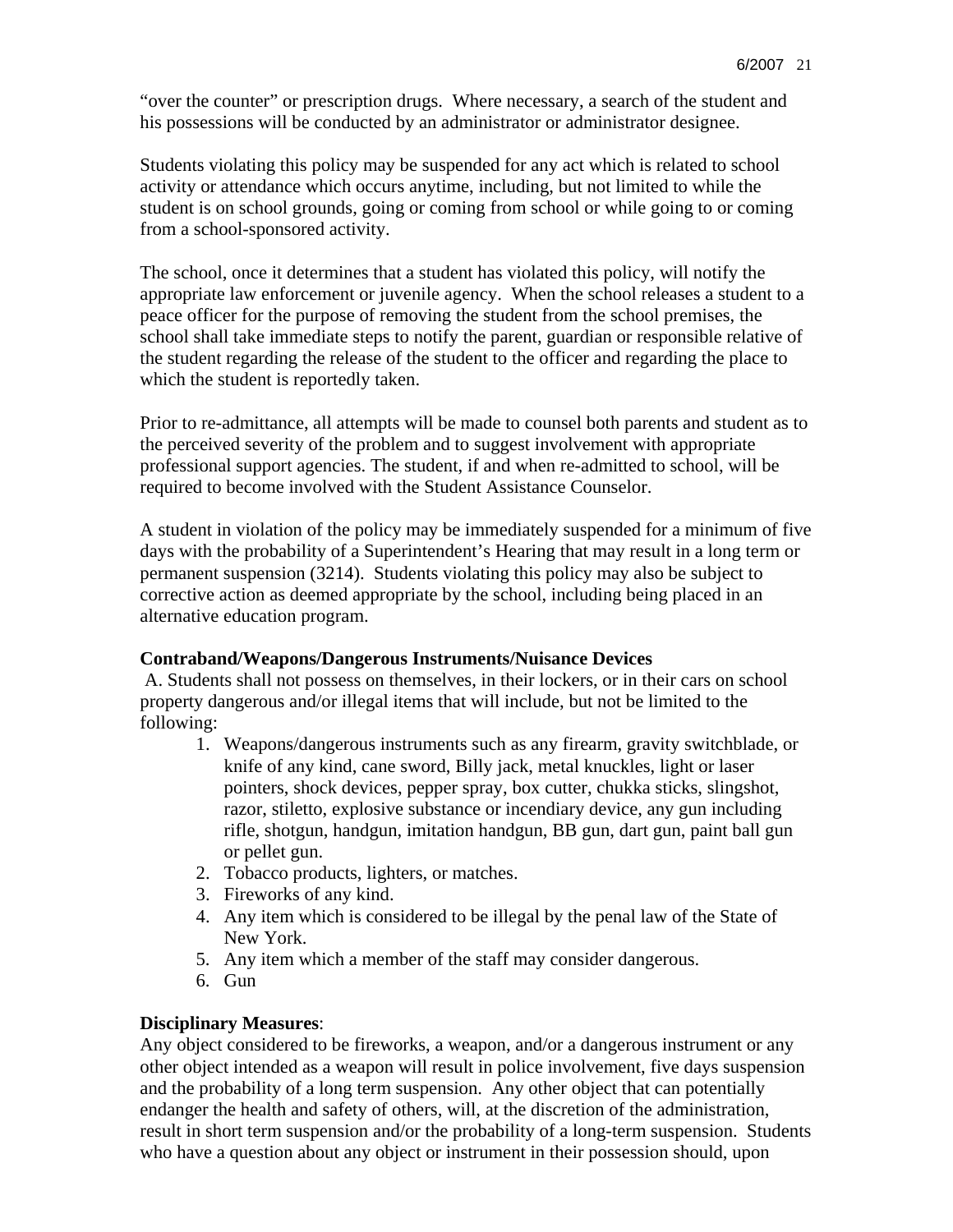"over the counter" or prescription drugs. Where necessary, a search of the student and his possessions will be conducted by an administrator or administrator designee.

Students violating this policy may be suspended for any act which is related to school activity or attendance which occurs anytime, including, but not limited to while the student is on school grounds, going or coming from school or while going to or coming from a school-sponsored activity.

The school, once it determines that a student has violated this policy, will notify the appropriate law enforcement or juvenile agency. When the school releases a student to a peace officer for the purpose of removing the student from the school premises, the school shall take immediate steps to notify the parent, guardian or responsible relative of the student regarding the release of the student to the officer and regarding the place to which the student is reportedly taken.

Prior to re-admittance, all attempts will be made to counsel both parents and student as to the perceived severity of the problem and to suggest involvement with appropriate professional support agencies. The student, if and when re-admitted to school, will be required to become involved with the Student Assistance Counselor.

A student in violation of the policy may be immediately suspended for a minimum of five days with the probability of a Superintendent's Hearing that may result in a long term or permanent suspension (3214). Students violating this policy may also be subject to corrective action as deemed appropriate by the school, including being placed in an alternative education program.

**Contraband/Weapons/Dangerous Instruments/Nuisance Devices**

A. Students shall not possess on themselves, in their lockers, or in their cars on school property dangerous and/or illegal items that will include, but not be limited to the following:

1. Weapons/dangerous instruments such as any firearm, gravity switchblade, or knife of any kind, cane sword, Billy jack, metal knuckles, light or laser pointers, shock devices, pepper spray, box cutter, chukka sticks, slingshot, razor, stiletto, explosive substance or incendiary device, any gun including rifle, shotgun, handgun, imitation handgun, BB gun, dart gun, paint ball gun or pellet gun.
2. Tobacco products, lighters, or matches.
3. Fireworks of any kind.
4. Any item which is considered to be illegal by the penal law of the State of New York.
5. Any item which a member of the staff may consider dangerous.
6. Gun

**Disciplinary Measures**:

Any object considered to be fireworks, a weapon, and/or a dangerous instrument or any other object intended as a weapon will result in police involvement, five days suspension and the probability of a long term suspension. Any other object that can potentially endanger the health and safety of others, will, at the discretion of the administration, result in short term suspension and/or the probability of a long-term suspension. Students who have a question about any object or instrument in their possession should, upon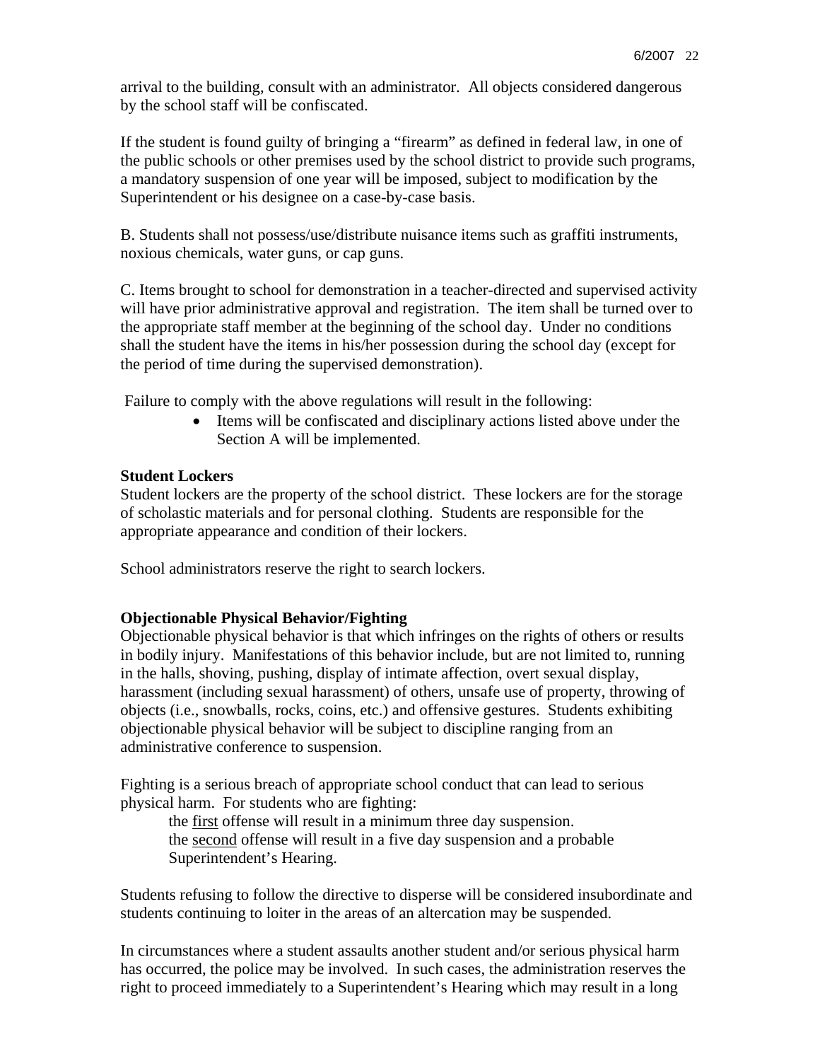arrival to the building, consult with an administrator. All objects considered dangerous by the school staff will be confiscated.

If the student is found guilty of bringing a "firearm" as defined in federal law, in one of the public schools or other premises used by the school district to provide such programs, a mandatory suspension of one year will be imposed, subject to modification by the Superintendent or his designee on a case-by-case basis.

B. Students shall not possess/use/distribute nuisance items such as graffiti instruments, noxious chemicals, water guns, or cap guns.

C. Items brought to school for demonstration in a teacher-directed and supervised activity will have prior administrative approval and registration. The item shall be turned over to the appropriate staff member at the beginning of the school day. Under no conditions shall the student have the items in his/her possession during the school day (except for the period of time during the supervised demonstration).

Failure to comply with the above regulations will result in the following:

- Items will be confiscated and disciplinary actions listed above under the Section A will be implemented.

**Student Lockers**

Student lockers are the property of the school district. These lockers are for the storage of scholastic materials and for personal clothing. Students are responsible for the appropriate appearance and condition of their lockers.

School administrators reserve the right to search lockers.

**Objectionable Physical Behavior/Fighting**

Objectionable physical behavior is that which infringes on the rights of others or results in bodily injury. Manifestations of this behavior include, but are not limited to, running in the halls, shoving, pushing, display of intimate affection, overt sexual display, harassment (including sexual harassment) of others, unsafe use of property, throwing of objects (i.e., snowballs, rocks, coins, etc.) and offensive gestures. Students exhibiting objectionable physical behavior will be subject to discipline ranging from an administrative conference to suspension.

Fighting is a serious breach of appropriate school conduct that can lead to serious physical harm. For students who are fighting:

the first offense will result in a minimum three day suspension.
the second offense will result in a five day suspension and a probable Superintendent's Hearing.

Students refusing to follow the directive to disperse will be considered insubordinate and students continuing to loiter in the areas of an altercation may be suspended.

In circumstances where a student assaults another student and/or serious physical harm has occurred, the police may be involved. In such cases, the administration reserves the right to proceed immediately to a Superintendent's Hearing which may result in a long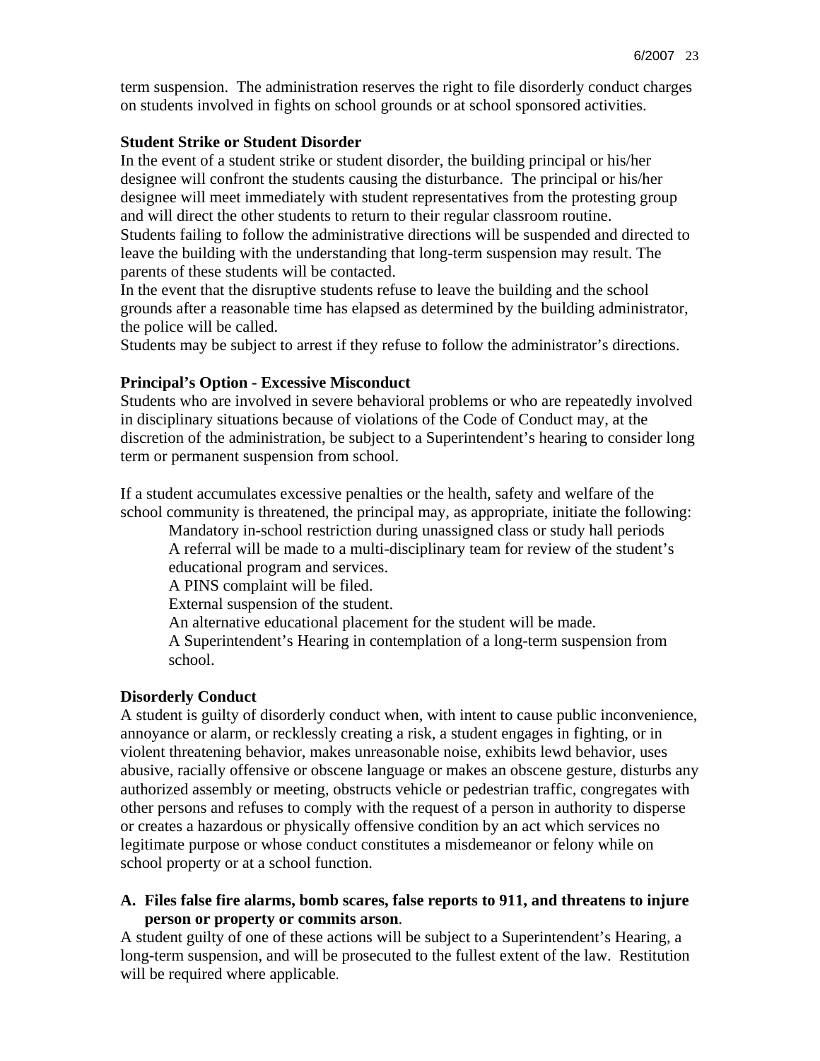term suspension. The administration reserves the right to file disorderly conduct charges on students involved in fights on school grounds or at school sponsored activities.

**Student Strike or Student Disorder**

In the event of a student strike or student disorder, the building principal or his/her designee will confront the students causing the disturbance. The principal or his/her designee will meet immediately with student representatives from the protesting group and will direct the other students to return to their regular classroom routine.

Students failing to follow the administrative directions will be suspended and directed to leave the building with the understanding that long-term suspension may result. The parents of these students will be contacted.

In the event that the disruptive students refuse to leave the building and the school grounds after a reasonable time has elapsed as determined by the building administrator, the police will be called.

Students may be subject to arrest if they refuse to follow the administrator's directions.

**Principal's Option - Excessive Misconduct**

Students who are involved in severe behavioral problems or who are repeatedly involved in disciplinary situations because of violations of the Code of Conduct may, at the discretion of the administration, be subject to a Superintendent's hearing to consider long term or permanent suspension from school.

If a student accumulates excessive penalties or the health, safety and welfare of the school community is threatened, the principal may, as appropriate, initiate the following:

- Mandatory in-school restriction during unassigned class or study hall periods
- A referral will be made to a multi-disciplinary team for review of the student's educational program and services.
- A PINS complaint will be filed.
- External suspension of the student.
- An alternative educational placement for the student will be made.
- A Superintendent's Hearing in contemplation of a long-term suspension from school.

**Disorderly Conduct**

A student is guilty of disorderly conduct when, with intent to cause public inconvenience, annoyance or alarm, or recklessly creating a risk, a student engages in fighting, or in violent threatening behavior, makes unreasonable noise, exhibits lewd behavior, uses abusive, racially offensive or obscene language or makes an obscene gesture, disturbs any authorized assembly or meeting, obstructs vehicle or pedestrian traffic, congregates with other persons and refuses to comply with the request of a person in authority to disperse or creates a hazardous or physically offensive condition by an act which services no legitimate purpose or whose conduct constitutes a misdemeanor or felony while on school property or at a school function.

**A. Files false fire alarms, bomb scares, false reports to 911, and threatens to injure person or property or commits arson.**

A student guilty of one of these actions will be subject to a Superintendent's Hearing, a long-term suspension, and will be prosecuted to the fullest extent of the law. Restitution will be required where applicable.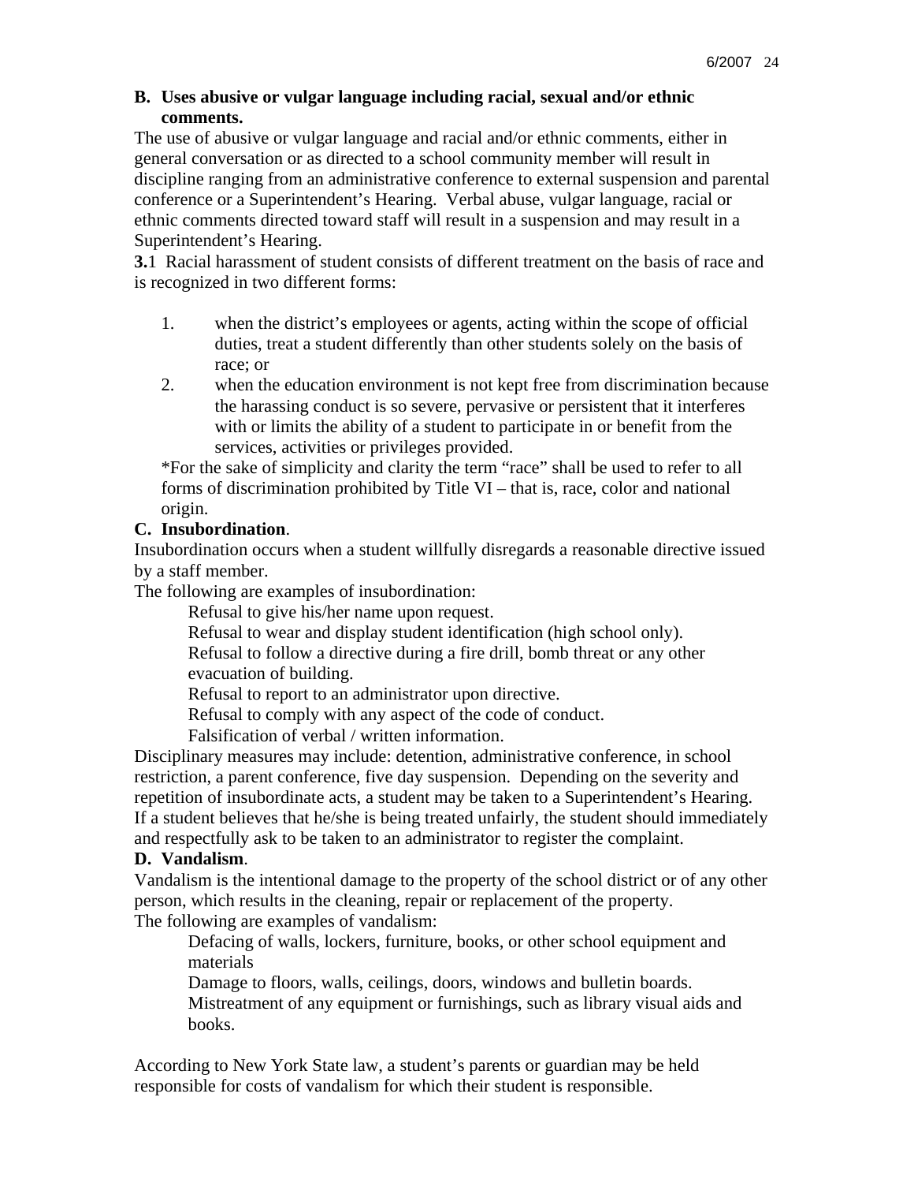**B. Uses abusive or vulgar language including racial, sexual and/or ethnic comments.**

The use of abusive or vulgar language and racial and/or ethnic comments, either in general conversation or as directed to a school community member will result in discipline ranging from an administrative conference to external suspension and parental conference or a Superintendent's Hearing. Verbal abuse, vulgar language, racial or ethnic comments directed toward staff will result in a suspension and may result in a Superintendent's Hearing.

**3.**1 Racial harassment of student consists of different treatment on the basis of race and is recognized in two different forms:

1. when the district's employees or agents, acting within the scope of official duties, treat a student differently than other students solely on the basis of race; or
2. when the education environment is not kept free from discrimination because the harassing conduct is so severe, pervasive or persistent that it interferes with or limits the ability of a student to participate in or benefit from the services, activities or privileges provided.

*For the sake of simplicity and clarity the term "race" shall be used to refer to all forms of discrimination prohibited by Title VI – that is, race, color and national origin.

**C. Insubordination**.

Insubordination occurs when a student willfully disregards a reasonable directive issued by a staff member.

The following are examples of insubordination:

Refusal to give his/her name upon request.
Refusal to wear and display student identification (high school only).
Refusal to follow a directive during a fire drill, bomb threat or any other evacuation of building.
Refusal to report to an administrator upon directive.
Refusal to comply with any aspect of the code of conduct.
Falsification of verbal / written information.

Disciplinary measures may include: detention, administrative conference, in school restriction, a parent conference, five day suspension. Depending on the severity and repetition of insubordinate acts, a student may be taken to a Superintendent's Hearing. If a student believes that he/she is being treated unfairly, the student should immediately and respectfully ask to be taken to an administrator to register the complaint.

**D. Vandalism**.

Vandalism is the intentional damage to the property of the school district or of any other person, which results in the cleaning, repair or replacement of the property.

The following are examples of vandalism:

Defacing of walls, lockers, furniture, books, or other school equipment and materials
Damage to floors, walls, ceilings, doors, windows and bulletin boards.
Mistreatment of any equipment or furnishings, such as library visual aids and books.

According to New York State law, a student's parents or guardian may be held responsible for costs of vandalism for which their student is responsible.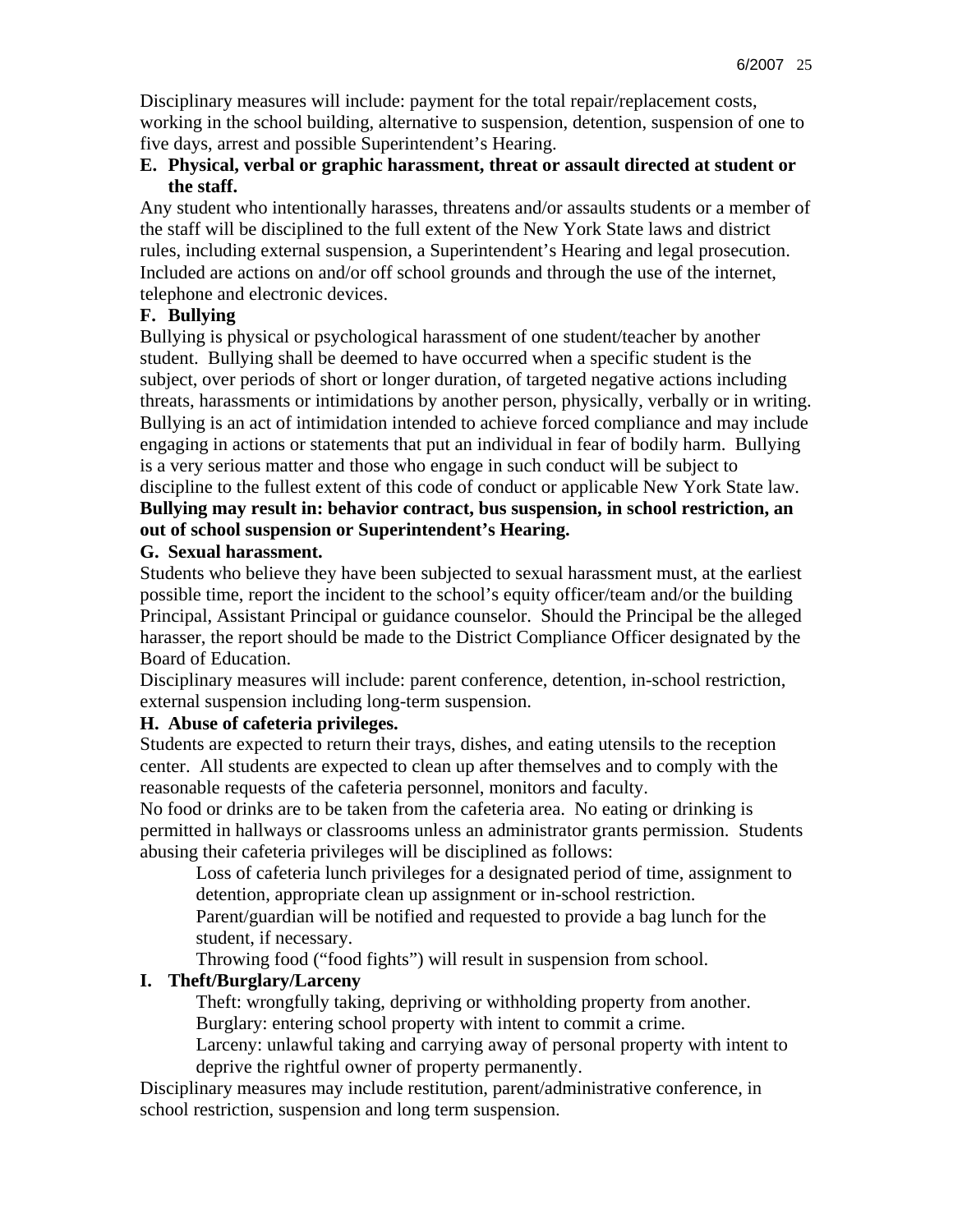Disciplinary measures will include: payment for the total repair/replacement costs, working in the school building, alternative to suspension, detention, suspension of one to five days, arrest and possible Superintendent's Hearing.

**E. Physical, verbal or graphic harassment, threat or assault directed at student or the staff.**

Any student who intentionally harasses, threatens and/or assaults students or a member of the staff will be disciplined to the full extent of the New York State laws and district rules, including external suspension, a Superintendent's Hearing and legal prosecution. Included are actions on and/or off school grounds and through the use of the internet, telephone and electronic devices.

**F. Bullying**

Bullying is physical or psychological harassment of one student/teacher by another student. Bullying shall be deemed to have occurred when a specific student is the subject, over periods of short or longer duration, of targeted negative actions including threats, harassments or intimidations by another person, physically, verbally or in writing. Bullying is an act of intimidation intended to achieve forced compliance and may include engaging in actions or statements that put an individual in fear of bodily harm. Bullying is a very serious matter and those who engage in such conduct will be subject to discipline to the fullest extent of this code of conduct or applicable New York State law. **Bullying may result in: behavior contract, bus suspension, in school restriction, an out of school suspension or Superintendent's Hearing.**

**G. Sexual harassment.**

Students who believe they have been subjected to sexual harassment must, at the earliest possible time, report the incident to the school's equity officer/team and/or the building Principal, Assistant Principal or guidance counselor. Should the Principal be the alleged harasser, the report should be made to the District Compliance Officer designated by the Board of Education.

Disciplinary measures will include: parent conference, detention, in-school restriction, external suspension including long-term suspension.

**H. Abuse of cafeteria privileges.**

Students are expected to return their trays, dishes, and eating utensils to the reception center. All students are expected to clean up after themselves and to comply with the reasonable requests of the cafeteria personnel, monitors and faculty.

No food or drinks are to be taken from the cafeteria area. No eating or drinking is permitted in hallways or classrooms unless an administrator grants permission. Students abusing their cafeteria privileges will be disciplined as follows:

> Loss of cafeteria lunch privileges for a designated period of time, assignment to detention, appropriate clean up assignment or in-school restriction.
>
> Parent/guardian will be notified and requested to provide a bag lunch for the student, if necessary.
>
> Throwing food ("food fights") will result in suspension from school.

**I. Theft/Burglary/Larceny**

> Theft: wrongfully taking, depriving or withholding property from another.
>
> Burglary: entering school property with intent to commit a crime.
>
> Larceny: unlawful taking and carrying away of personal property with intent to deprive the rightful owner of property permanently.

Disciplinary measures may include restitution, parent/administrative conference, in school restriction, suspension and long term suspension.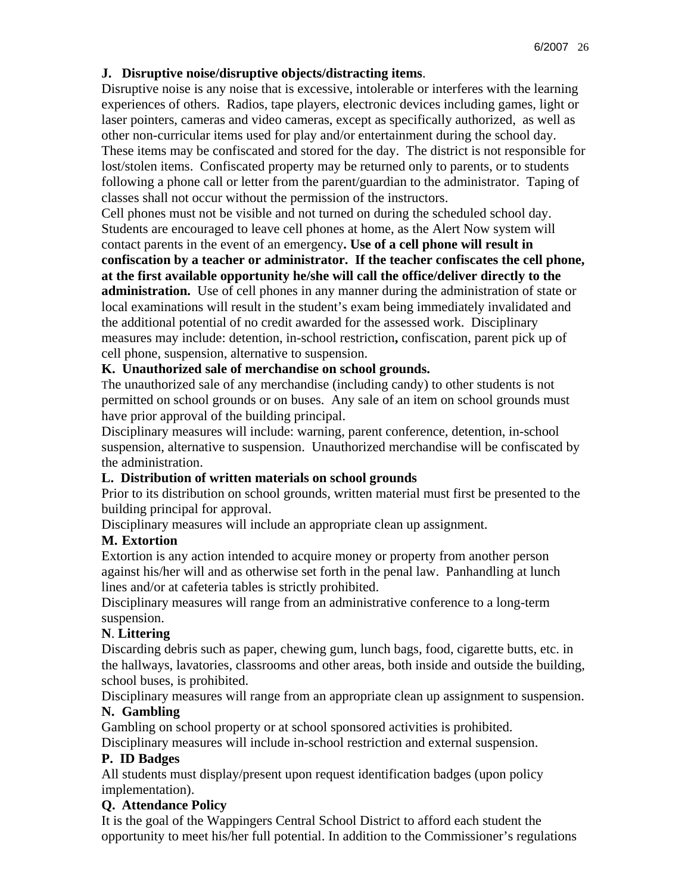**J. Disruptive noise/disruptive objects/distracting items**.

Disruptive noise is any noise that is excessive, intolerable or interferes with the learning experiences of others. Radios, tape players, electronic devices including games, light or laser pointers, cameras and video cameras, except as specifically authorized, as well as other non-curricular items used for play and/or entertainment during the school day. These items may be confiscated and stored for the day. The district is not responsible for lost/stolen items. Confiscated property may be returned only to parents, or to students following a phone call or letter from the parent/guardian to the administrator. Taping of classes shall not occur without the permission of the instructors.

Cell phones must not be visible and not turned on during the scheduled school day. Students are encouraged to leave cell phones at home, as the Alert Now system will contact parents in the event of an emergency**. Use of a cell phone will result in confiscation by a teacher or administrator. If the teacher confiscates the cell phone, at the first available opportunity he/she will call the office/deliver directly to the administration.** Use of cell phones in any manner during the administration of state or local examinations will result in the student's exam being immediately invalidated and the additional potential of no credit awarded for the assessed work. Disciplinary measures may include: detention, in-school restriction**,** confiscation, parent pick up of cell phone, suspension, alternative to suspension.

**K. Unauthorized sale of merchandise on school grounds.**

The unauthorized sale of any merchandise (including candy) to other students is not permitted on school grounds or on buses. Any sale of an item on school grounds must have prior approval of the building principal.

Disciplinary measures will include: warning, parent conference, detention, in-school suspension, alternative to suspension. Unauthorized merchandise will be confiscated by the administration.

**L. Distribution of written materials on school grounds**

Prior to its distribution on school grounds, written material must first be presented to the building principal for approval.

Disciplinary measures will include an appropriate clean up assignment.

**M. Extortion**

Extortion is any action intended to acquire money or property from another person against his/her will and as otherwise set forth in the penal law. Panhandling at lunch lines and/or at cafeteria tables is strictly prohibited.

Disciplinary measures will range from an administrative conference to a long-term suspension.

**N**. **Littering**

Discarding debris such as paper, chewing gum, lunch bags, food, cigarette butts, etc. in the hallways, lavatories, classrooms and other areas, both inside and outside the building, school buses, is prohibited.

Disciplinary measures will range from an appropriate clean up assignment to suspension.

**N. Gambling**

Gambling on school property or at school sponsored activities is prohibited.

Disciplinary measures will include in-school restriction and external suspension.

**P. ID Badges**

All students must display/present upon request identification badges (upon policy implementation).

**Q. Attendance Policy**

It is the goal of the Wappingers Central School District to afford each student the opportunity to meet his/her full potential. In addition to the Commissioner's regulations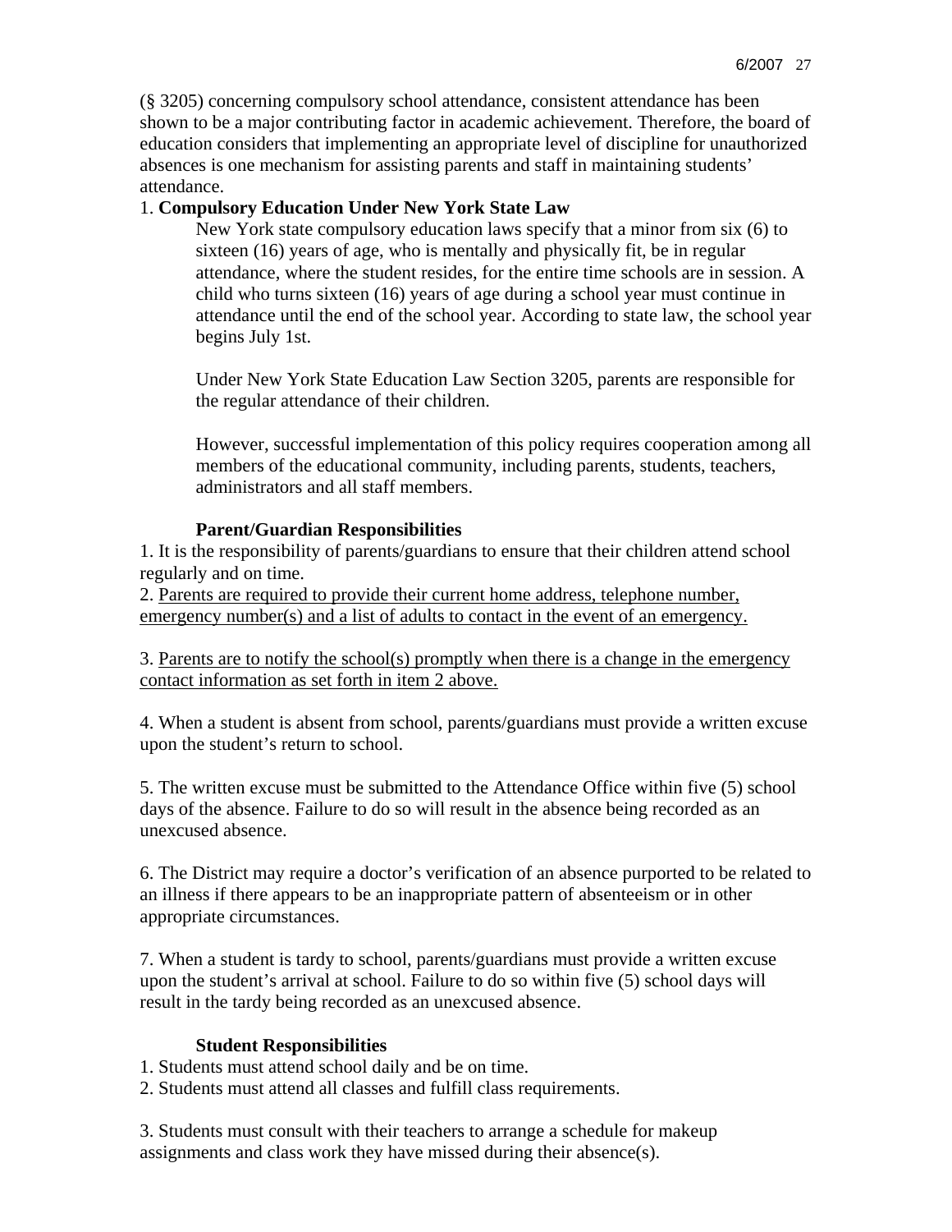(§ 3205) concerning compulsory school attendance, consistent attendance has been shown to be a major contributing factor in academic achievement. Therefore, the board of education considers that implementing an appropriate level of discipline for unauthorized absences is one mechanism for assisting parents and staff in maintaining students' attendance.

1. **Compulsory Education Under New York State Law**

   New York state compulsory education laws specify that a minor from six (6) to sixteen (16) years of age, who is mentally and physically fit, be in regular attendance, where the student resides, for the entire time schools are in session. A child who turns sixteen (16) years of age during a school year must continue in attendance until the end of the school year. According to state law, the school year begins July 1st.

   Under New York State Education Law Section 3205, parents are responsible for the regular attendance of their children.

   However, successful implementation of this policy requires cooperation among all members of the educational community, including parents, students, teachers, administrators and all staff members.

**Parent/Guardian Responsibilities**

1. It is the responsibility of parents/guardians to ensure that their children attend school regularly and on time.
2. <u>Parents are required to provide their current home address, telephone number, emergency number(s) and a list of adults to contact in the event of an emergency.</u>

3. <u>Parents are to notify the school(s) promptly when there is a change in the emergency contact information as set forth in item 2 above.</u>

4. When a student is absent from school, parents/guardians must provide a written excuse upon the student's return to school.

5. The written excuse must be submitted to the Attendance Office within five (5) school days of the absence. Failure to do so will result in the absence being recorded as an unexcused absence.

6. The District may require a doctor's verification of an absence purported to be related to an illness if there appears to be an inappropriate pattern of absenteeism or in other appropriate circumstances.

7. When a student is tardy to school, parents/guardians must provide a written excuse upon the student's arrival at school. Failure to do so within five (5) school days will result in the tardy being recorded as an unexcused absence.

**Student Responsibilities**

1. Students must attend school daily and be on time.
2. Students must attend all classes and fulfill class requirements.

3. Students must consult with their teachers to arrange a schedule for makeup assignments and class work they have missed during their absence(s).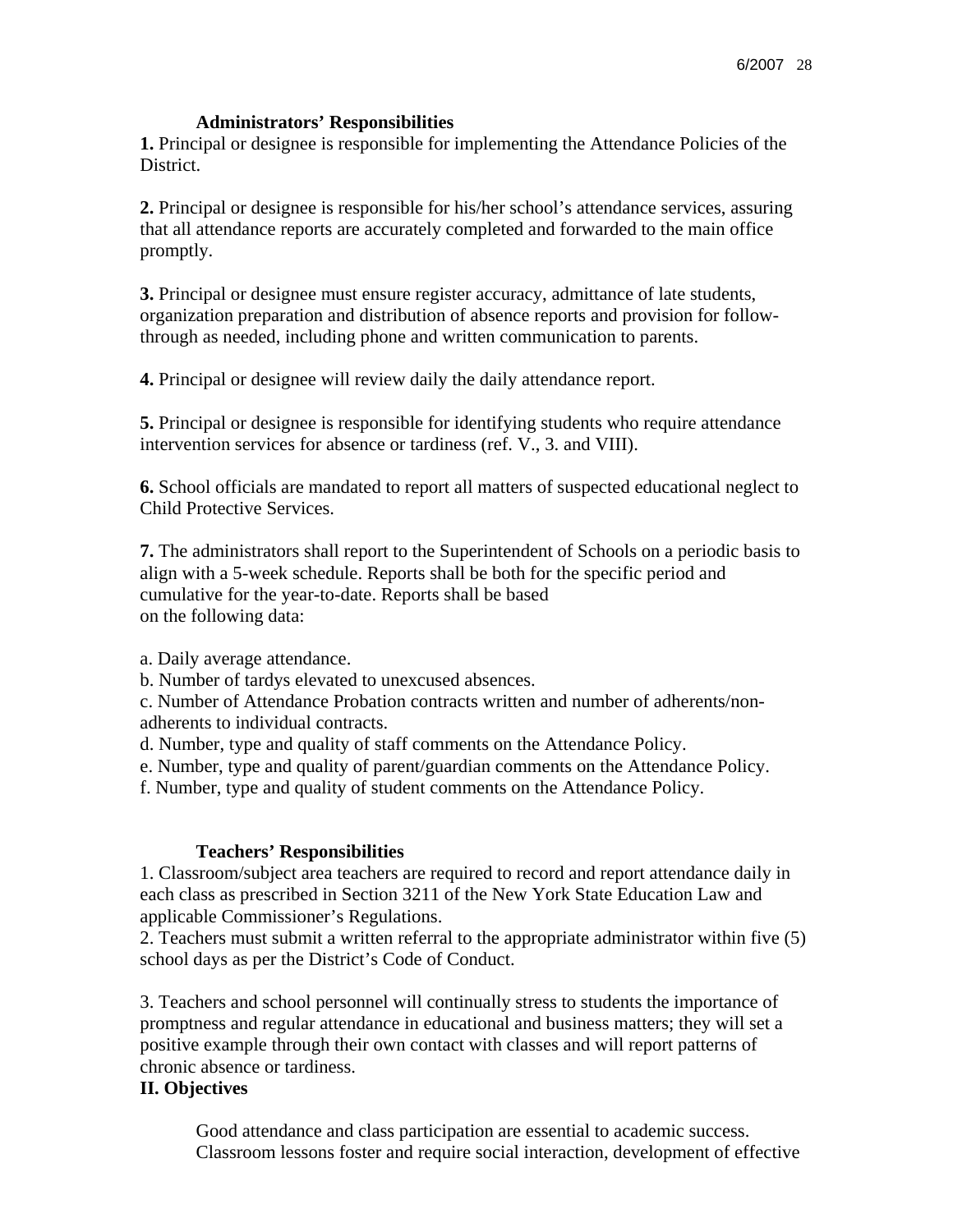### Administrators' Responsibilities

**1.** Principal or designee is responsible for implementing the Attendance Policies of the District.

**2.** Principal or designee is responsible for his/her school's attendance services, assuring that all attendance reports are accurately completed and forwarded to the main office promptly.

**3.** Principal or designee must ensure register accuracy, admittance of late students, organization preparation and distribution of absence reports and provision for follow-through as needed, including phone and written communication to parents.

**4.** Principal or designee will review daily the daily attendance report.

**5.** Principal or designee is responsible for identifying students who require attendance intervention services for absence or tardiness (ref. V., 3. and VIII).

**6.** School officials are mandated to report all matters of suspected educational neglect to Child Protective Services.

**7.** The administrators shall report to the Superintendent of Schools on a periodic basis to align with a 5-week schedule. Reports shall be both for the specific period and cumulative for the year-to-date. Reports shall be based on the following data:

a. Daily average attendance.
b. Number of tardys elevated to unexcused absences.
c. Number of Attendance Probation contracts written and number of adherents/non-adherents to individual contracts.
d. Number, type and quality of staff comments on the Attendance Policy.
e. Number, type and quality of parent/guardian comments on the Attendance Policy.
f. Number, type and quality of student comments on the Attendance Policy.

### Teachers' Responsibilities

1. Classroom/subject area teachers are required to record and report attendance daily in each class as prescribed in Section 3211 of the New York State Education Law and applicable Commissioner's Regulations.
2. Teachers must submit a written referral to the appropriate administrator within five (5) school days as per the District's Code of Conduct.

3. Teachers and school personnel will continually stress to students the importance of promptness and regular attendance in educational and business matters; they will set a positive example through their own contact with classes and will report patterns of chronic absence or tardiness.

**II. Objectives**

Good attendance and class participation are essential to academic success. Classroom lessons foster and require social interaction, development of effective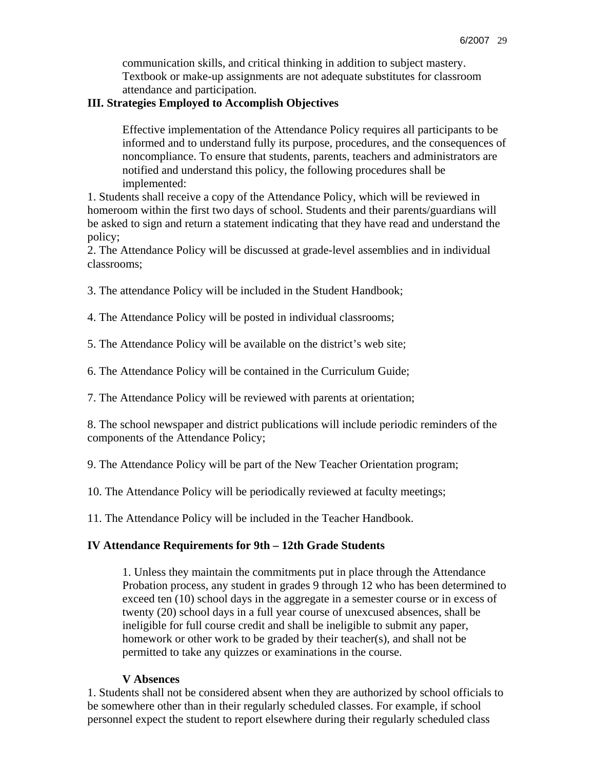communication skills, and critical thinking in addition to subject mastery. Textbook or make-up assignments are not adequate substitutes for classroom attendance and participation.

### III. Strategies Employed to Accomplish Objectives

Effective implementation of the Attendance Policy requires all participants to be informed and to understand fully its purpose, procedures, and the consequences of noncompliance. To ensure that students, parents, teachers and administrators are notified and understand this policy, the following procedures shall be implemented:

1. Students shall receive a copy of the Attendance Policy, which will be reviewed in homeroom within the first two days of school. Students and their parents/guardians will be asked to sign and return a statement indicating that they have read and understand the policy;
2. The Attendance Policy will be discussed at grade-level assemblies and in individual classrooms;
3. The attendance Policy will be included in the Student Handbook;
4. The Attendance Policy will be posted in individual classrooms;
5. The Attendance Policy will be available on the district's web site;
6. The Attendance Policy will be contained in the Curriculum Guide;
7. The Attendance Policy will be reviewed with parents at orientation;
8. The school newspaper and district publications will include periodic reminders of the components of the Attendance Policy;
9. The Attendance Policy will be part of the New Teacher Orientation program;
10. The Attendance Policy will be periodically reviewed at faculty meetings;
11. The Attendance Policy will be included in the Teacher Handbook.

### IV Attendance Requirements for 9th – 12th Grade Students

1. Unless they maintain the commitments put in place through the Attendance Probation process, any student in grades 9 through 12 who has been determined to exceed ten (10) school days in the aggregate in a semester course or in excess of twenty (20) school days in a full year course of unexcused absences, shall be ineligible for full course credit and shall be ineligible to submit any paper, homework or other work to be graded by their teacher(s), and shall not be permitted to take any quizzes or examinations in the course.

### V Absences

1. Students shall not be considered absent when they are authorized by school officials to be somewhere other than in their regularly scheduled classes. For example, if school personnel expect the student to report elsewhere during their regularly scheduled class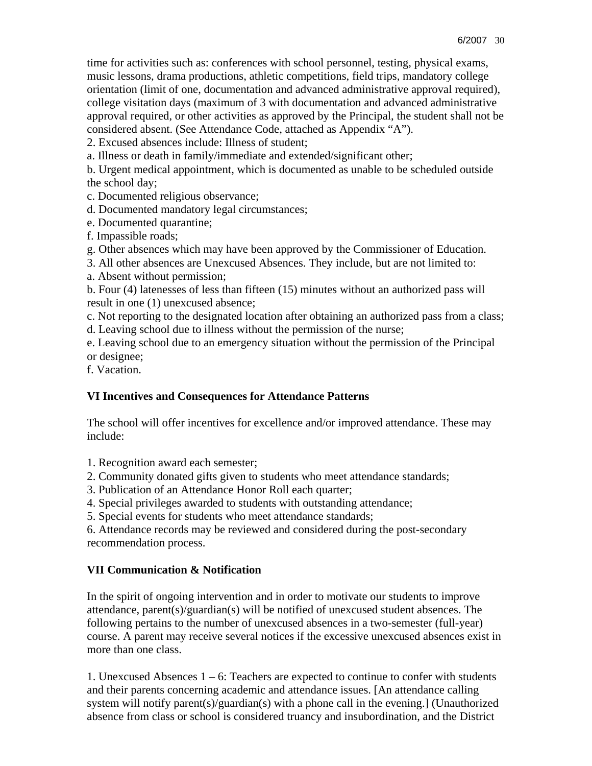time for activities such as: conferences with school personnel, testing, physical exams, music lessons, drama productions, athletic competitions, field trips, mandatory college orientation (limit of one, documentation and advanced administrative approval required), college visitation days (maximum of 3 with documentation and advanced administrative approval required, or other activities as approved by the Principal, the student shall not be considered absent. (See Attendance Code, attached as Appendix "A").

2. Excused absences include: Illness of student;

a. Illness or death in family/immediate and extended/significant other;

b. Urgent medical appointment, which is documented as unable to be scheduled outside the school day;

c. Documented religious observance;

d. Documented mandatory legal circumstances;

e. Documented quarantine;

f. Impassible roads;

g. Other absences which may have been approved by the Commissioner of Education.

3. All other absences are Unexcused Absences. They include, but are not limited to:

a. Absent without permission;

b. Four (4) latenesses of less than fifteen (15) minutes without an authorized pass will result in one (1) unexcused absence;

c. Not reporting to the designated location after obtaining an authorized pass from a class;

d. Leaving school due to illness without the permission of the nurse;

e. Leaving school due to an emergency situation without the permission of the Principal or designee;

f. Vacation.

## VI Incentives and Consequences for Attendance Patterns

The school will offer incentives for excellence and/or improved attendance. These may include:

1. Recognition award each semester;
2. Community donated gifts given to students who meet attendance standards;
3. Publication of an Attendance Honor Roll each quarter;
4. Special privileges awarded to students with outstanding attendance;
5. Special events for students who meet attendance standards;
6. Attendance records may be reviewed and considered during the post-secondary recommendation process.

## VII Communication & Notification

In the spirit of ongoing intervention and in order to motivate our students to improve attendance, parent(s)/guardian(s) will be notified of unexcused student absences. The following pertains to the number of unexcused absences in a two-semester (full-year) course. A parent may receive several notices if the excessive unexcused absences exist in more than one class.

1. Unexcused Absences 1 – 6: Teachers are expected to continue to confer with students and their parents concerning academic and attendance issues. [An attendance calling system will notify parent(s)/guardian(s) with a phone call in the evening.] (Unauthorized absence from class or school is considered truancy and insubordination, and the District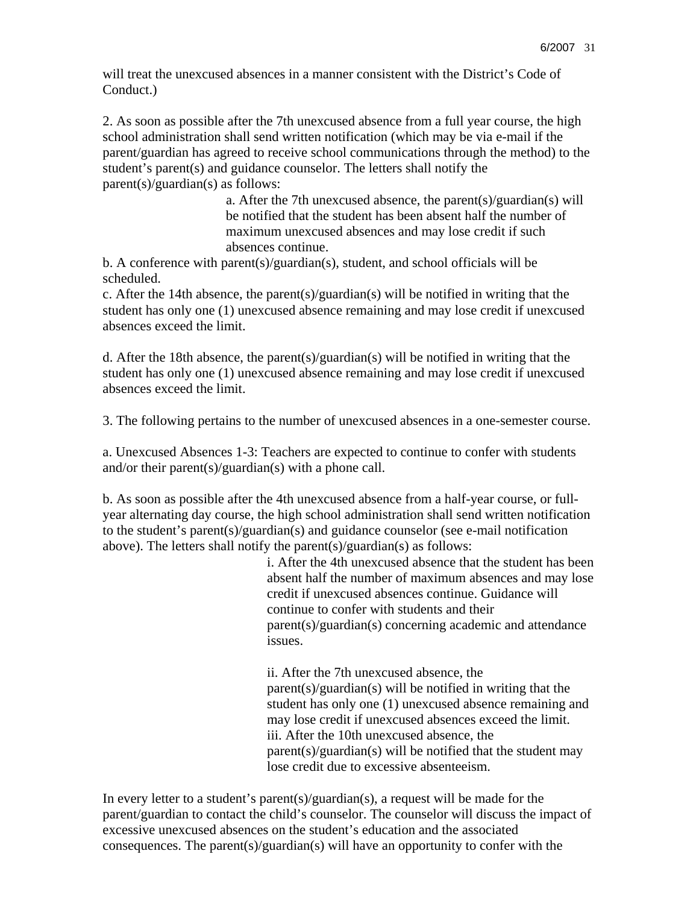will treat the unexcused absences in a manner consistent with the District's Code of Conduct.)

2. As soon as possible after the 7th unexcused absence from a full year course, the high school administration shall send written notification (which may be via e-mail if the parent/guardian has agreed to receive school communications through the method) to the student's parent(s) and guidance counselor. The letters shall notify the parent(s)/guardian(s) as follows:

> a. After the 7th unexcused absence, the parent(s)/guardian(s) will be notified that the student has been absent half the number of maximum unexcused absences and may lose credit if such absences continue.

b. A conference with parent(s)/guardian(s), student, and school officials will be scheduled.

c. After the 14th absence, the parent(s)/guardian(s) will be notified in writing that the student has only one (1) unexcused absence remaining and may lose credit if unexcused absences exceed the limit.

d. After the 18th absence, the parent(s)/guardian(s) will be notified in writing that the student has only one (1) unexcused absence remaining and may lose credit if unexcused absences exceed the limit.

3. The following pertains to the number of unexcused absences in a one-semester course.

a. Unexcused Absences 1-3: Teachers are expected to continue to confer with students and/or their parent(s)/guardian(s) with a phone call.

b. As soon as possible after the 4th unexcused absence from a half-year course, or full-year alternating day course, the high school administration shall send written notification to the student's parent(s)/guardian(s) and guidance counselor (see e-mail notification above). The letters shall notify the parent(s)/guardian(s) as follows:

> i. After the 4th unexcused absence that the student has been absent half the number of maximum absences and may lose credit if unexcused absences continue. Guidance will continue to confer with students and their parent(s)/guardian(s) concerning academic and attendance issues.
>
> ii. After the 7th unexcused absence, the parent(s)/guardian(s) will be notified in writing that the student has only one (1) unexcused absence remaining and may lose credit if unexcused absences exceed the limit.
>
> iii. After the 10th unexcused absence, the parent(s)/guardian(s) will be notified that the student may lose credit due to excessive absenteeism.

In every letter to a student's parent(s)/guardian(s), a request will be made for the parent/guardian to contact the child's counselor. The counselor will discuss the impact of excessive unexcused absences on the student's education and the associated consequences. The parent(s)/guardian(s) will have an opportunity to confer with the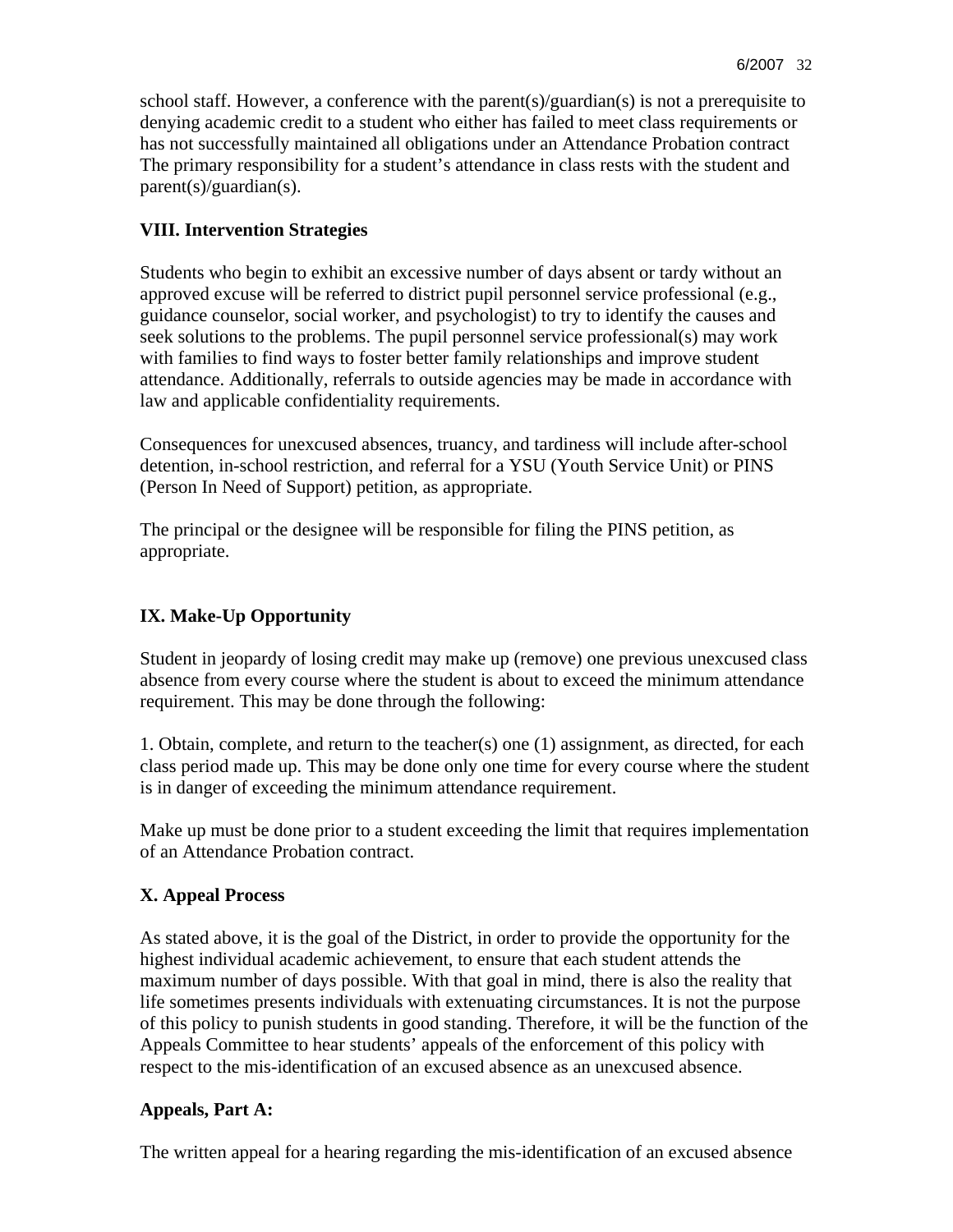school staff. However, a conference with the parent(s)/guardian(s) is not a prerequisite to denying academic credit to a student who either has failed to meet class requirements or has not successfully maintained all obligations under an Attendance Probation contract The primary responsibility for a student's attendance in class rests with the student and parent(s)/guardian(s).

**VIII. Intervention Strategies**

Students who begin to exhibit an excessive number of days absent or tardy without an approved excuse will be referred to district pupil personnel service professional (e.g., guidance counselor, social worker, and psychologist) to try to identify the causes and seek solutions to the problems. The pupil personnel service professional(s) may work with families to find ways to foster better family relationships and improve student attendance. Additionally, referrals to outside agencies may be made in accordance with law and applicable confidentiality requirements.

Consequences for unexcused absences, truancy, and tardiness will include after-school detention, in-school restriction, and referral for a YSU (Youth Service Unit) or PINS (Person In Need of Support) petition, as appropriate.

The principal or the designee will be responsible for filing the PINS petition, as appropriate.

**IX. Make-Up Opportunity**

Student in jeopardy of losing credit may make up (remove) one previous unexcused class absence from every course where the student is about to exceed the minimum attendance requirement. This may be done through the following:

1. Obtain, complete, and return to the teacher(s) one (1) assignment, as directed, for each class period made up. This may be done only one time for every course where the student is in danger of exceeding the minimum attendance requirement.

Make up must be done prior to a student exceeding the limit that requires implementation of an Attendance Probation contract.

**X. Appeal Process**

As stated above, it is the goal of the District, in order to provide the opportunity for the highest individual academic achievement, to ensure that each student attends the maximum number of days possible. With that goal in mind, there is also the reality that life sometimes presents individuals with extenuating circumstances. It is not the purpose of this policy to punish students in good standing. Therefore, it will be the function of the Appeals Committee to hear students' appeals of the enforcement of this policy with respect to the mis-identification of an excused absence as an unexcused absence.

**Appeals, Part A:**

The written appeal for a hearing regarding the mis-identification of an excused absence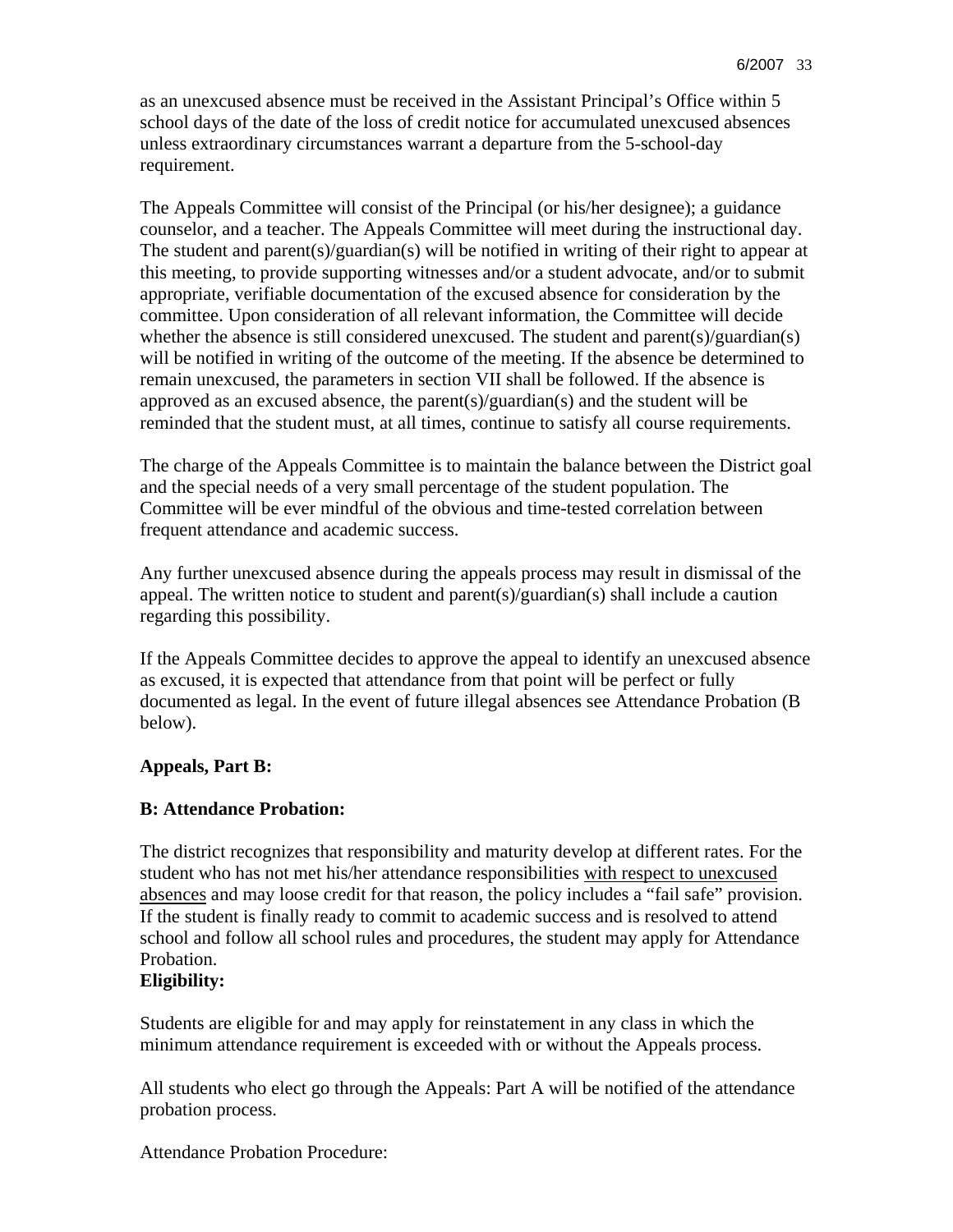as an unexcused absence must be received in the Assistant Principal's Office within 5 school days of the date of the loss of credit notice for accumulated unexcused absences unless extraordinary circumstances warrant a departure from the 5-school-day requirement.

The Appeals Committee will consist of the Principal (or his/her designee); a guidance counselor, and a teacher. The Appeals Committee will meet during the instructional day. The student and parent(s)/guardian(s) will be notified in writing of their right to appear at this meeting, to provide supporting witnesses and/or a student advocate, and/or to submit appropriate, verifiable documentation of the excused absence for consideration by the committee. Upon consideration of all relevant information, the Committee will decide whether the absence is still considered unexcused. The student and parent(s)/guardian(s) will be notified in writing of the outcome of the meeting. If the absence be determined to remain unexcused, the parameters in section VII shall be followed. If the absence is approved as an excused absence, the parent(s)/guardian(s) and the student will be reminded that the student must, at all times, continue to satisfy all course requirements.

The charge of the Appeals Committee is to maintain the balance between the District goal and the special needs of a very small percentage of the student population. The Committee will be ever mindful of the obvious and time-tested correlation between frequent attendance and academic success.

Any further unexcused absence during the appeals process may result in dismissal of the appeal. The written notice to student and parent(s)/guardian(s) shall include a caution regarding this possibility.

If the Appeals Committee decides to approve the appeal to identify an unexcused absence as excused, it is expected that attendance from that point will be perfect or fully documented as legal. In the event of future illegal absences see Attendance Probation (B below).

**Appeals, Part B:**

**B: Attendance Probation:**

The district recognizes that responsibility and maturity develop at different rates. For the student who has not met his/her attendance responsibilities <u>with respect to unexcused absences</u> and may loose credit for that reason, the policy includes a "fail safe" provision. If the student is finally ready to commit to academic success and is resolved to attend school and follow all school rules and procedures, the student may apply for Attendance Probation.

**Eligibility:**

Students are eligible for and may apply for reinstatement in any class in which the minimum attendance requirement is exceeded with or without the Appeals process.

All students who elect go through the Appeals: Part A will be notified of the attendance probation process.

Attendance Probation Procedure: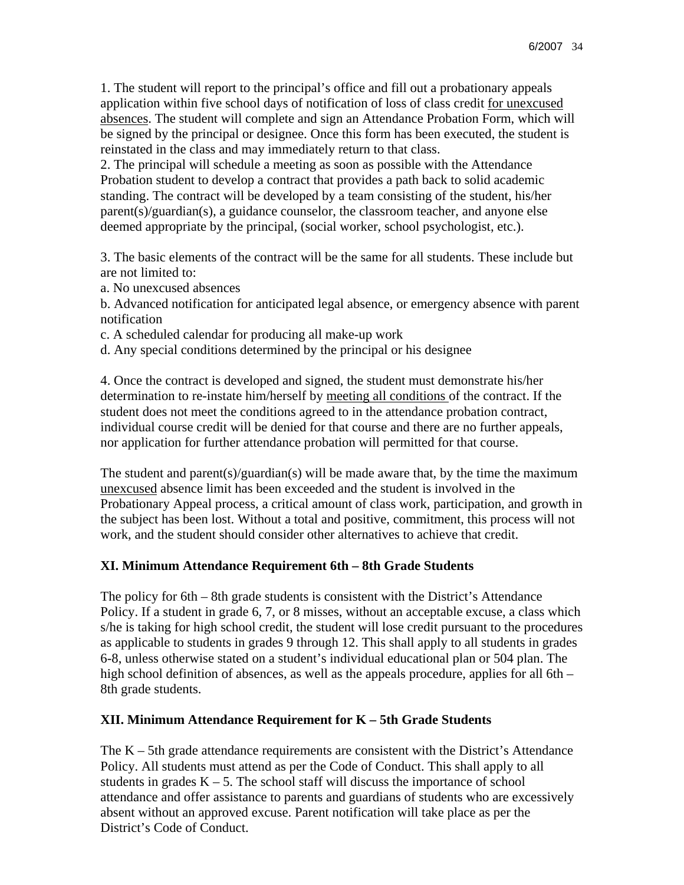1. The student will report to the principal's office and fill out a probationary appeals application within five school days of notification of loss of class credit <u>for unexcused absences</u>. The student will complete and sign an Attendance Probation Form, which will be signed by the principal or designee. Once this form has been executed, the student is reinstated in the class and may immediately return to that class.
2. The principal will schedule a meeting as soon as possible with the Attendance Probation student to develop a contract that provides a path back to solid academic standing. The contract will be developed by a team consisting of the student, his/her parent(s)/guardian(s), a guidance counselor, the classroom teacher, and anyone else deemed appropriate by the principal, (social worker, school psychologist, etc.).

3. The basic elements of the contract will be the same for all students. These include but are not limited to:
a. No unexcused absences
b. Advanced notification for anticipated legal absence, or emergency absence with parent notification
c. A scheduled calendar for producing all make-up work
d. Any special conditions determined by the principal or his designee

4. Once the contract is developed and signed, the student must demonstrate his/her determination to re-instate him/herself by <u>meeting all conditions</u> of the contract. If the student does not meet the conditions agreed to in the attendance probation contract, individual course credit will be denied for that course and there are no further appeals, nor application for further attendance probation will permitted for that course.

The student and parent(s)/guardian(s) will be made aware that, by the time the maximum <u>unexcused</u> absence limit has been exceeded and the student is involved in the Probationary Appeal process, a critical amount of class work, participation, and growth in the subject has been lost. Without a total and positive, commitment, this process will not work, and the student should consider other alternatives to achieve that credit.

## XI. Minimum Attendance Requirement 6th – 8th Grade Students

The policy for 6th – 8th grade students is consistent with the District's Attendance Policy. If a student in grade 6, 7, or 8 misses, without an acceptable excuse, a class which s/he is taking for high school credit, the student will lose credit pursuant to the procedures as applicable to students in grades 9 through 12. This shall apply to all students in grades 6-8, unless otherwise stated on a student's individual educational plan or 504 plan. The high school definition of absences, as well as the appeals procedure, applies for all 6th – 8th grade students.

## XII. Minimum Attendance Requirement for K – 5th Grade Students

The K – 5th grade attendance requirements are consistent with the District's Attendance Policy. All students must attend as per the Code of Conduct. This shall apply to all students in grades K – 5. The school staff will discuss the importance of school attendance and offer assistance to parents and guardians of students who are excessively absent without an approved excuse. Parent notification will take place as per the District's Code of Conduct.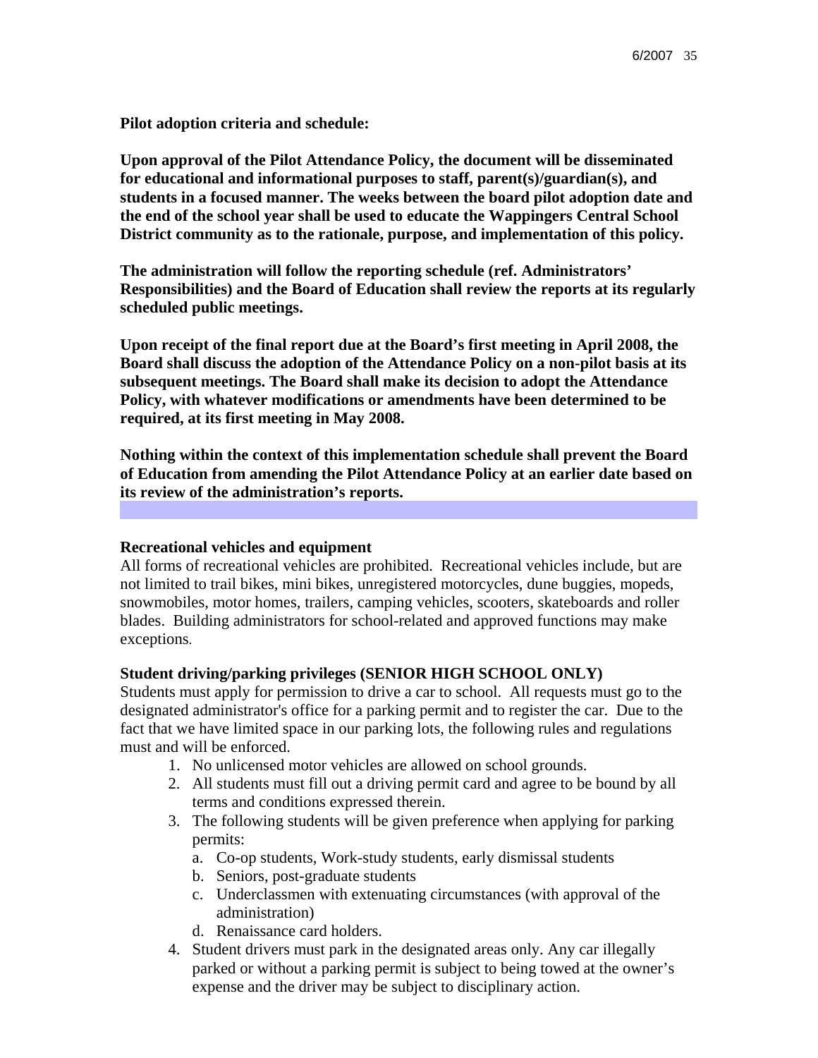**Pilot adoption criteria and schedule:**

**Upon approval of the Pilot Attendance Policy, the document will be disseminated for educational and informational purposes to staff, parent(s)/guardian(s), and students in a focused manner. The weeks between the board pilot adoption date and the end of the school year shall be used to educate the Wappingers Central School District community as to the rationale, purpose, and implementation of this policy.**

**The administration will follow the reporting schedule (ref. Administrators' Responsibilities) and the Board of Education shall review the reports at its regularly scheduled public meetings.**

**Upon receipt of the final report due at the Board's first meeting in April 2008, the Board shall discuss the adoption of the Attendance Policy on a non-pilot basis at its subsequent meetings. The Board shall make its decision to adopt the Attendance Policy, with whatever modifications or amendments have been determined to be required, at its first meeting in May 2008.**

**Nothing within the context of this implementation schedule shall prevent the Board of Education from amending the Pilot Attendance Policy at an earlier date based on its review of the administration's reports.**

**Recreational vehicles and equipment**

All forms of recreational vehicles are prohibited. Recreational vehicles include, but are not limited to trail bikes, mini bikes, unregistered motorcycles, dune buggies, mopeds, snowmobiles, motor homes, trailers, camping vehicles, scooters, skateboards and roller blades. Building administrators for school-related and approved functions may make exceptions.

**Student driving/parking privileges (SENIOR HIGH SCHOOL ONLY)**

Students must apply for permission to drive a car to school. All requests must go to the designated administrator's office for a parking permit and to register the car. Due to the fact that we have limited space in our parking lots, the following rules and regulations must and will be enforced.

1. No unlicensed motor vehicles are allowed on school grounds.
2. All students must fill out a driving permit card and agree to be bound by all terms and conditions expressed therein.
3. The following students will be given preference when applying for parking permits:
   a. Co-op students, Work-study students, early dismissal students
   b. Seniors, post-graduate students
   c. Underclassmen with extenuating circumstances (with approval of the administration)
   d. Renaissance card holders.
4. Student drivers must park in the designated areas only. Any car illegally parked or without a parking permit is subject to being towed at the owner's expense and the driver may be subject to disciplinary action.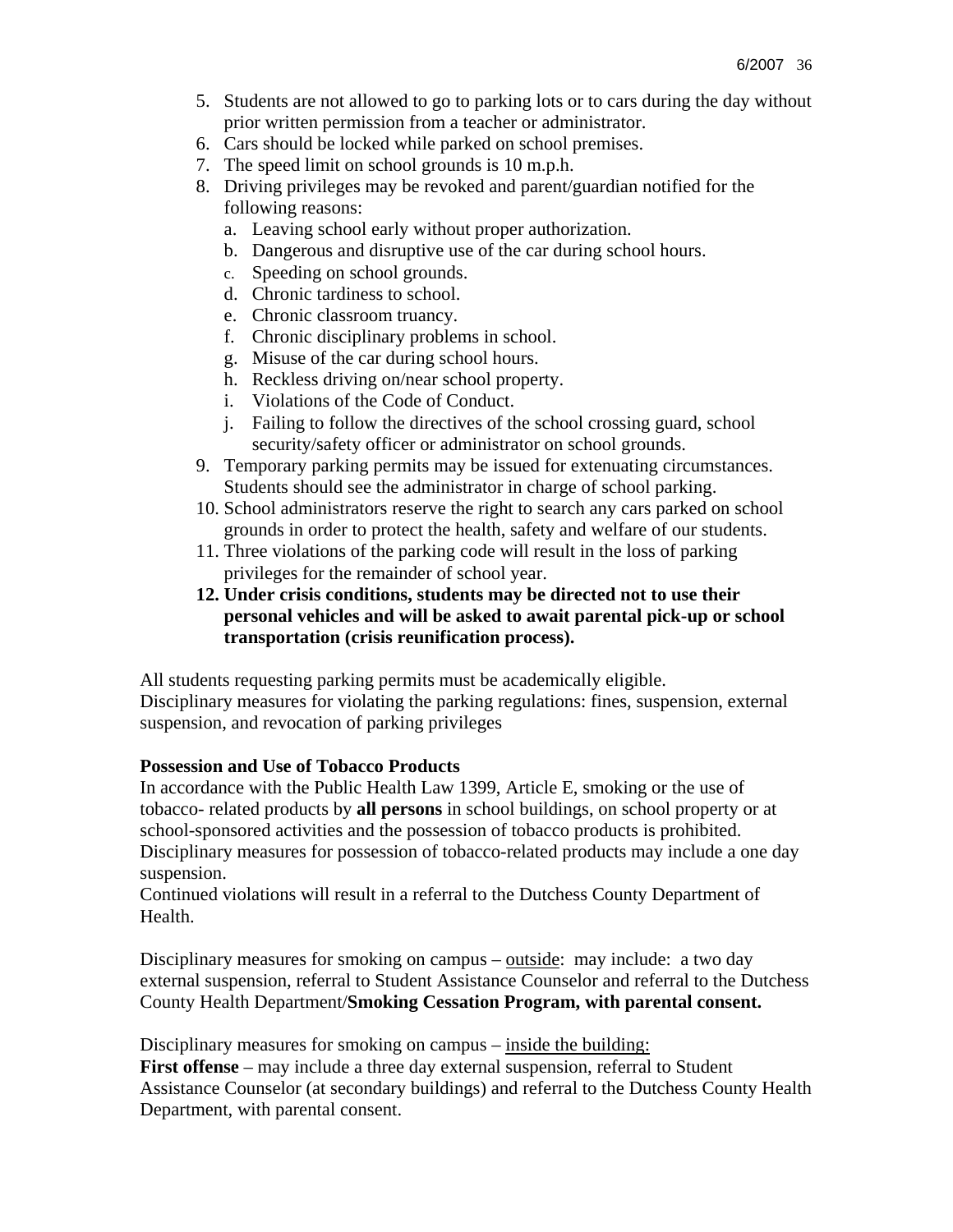5. Students are not allowed to go to parking lots or to cars during the day without prior written permission from a teacher or administrator.
6. Cars should be locked while parked on school premises.
7. The speed limit on school grounds is 10 m.p.h.
8. Driving privileges may be revoked and parent/guardian notified for the following reasons:
   a. Leaving school early without proper authorization.
   b. Dangerous and disruptive use of the car during school hours.
   c. Speeding on school grounds.
   d. Chronic tardiness to school.
   e. Chronic classroom truancy.
   f. Chronic disciplinary problems in school.
   g. Misuse of the car during school hours.
   h. Reckless driving on/near school property.
   i. Violations of the Code of Conduct.
   j. Failing to follow the directives of the school crossing guard, school security/safety officer or administrator on school grounds.
9. Temporary parking permits may be issued for extenuating circumstances. Students should see the administrator in charge of school parking.
10. School administrators reserve the right to search any cars parked on school grounds in order to protect the health, safety and welfare of our students.
11. Three violations of the parking code will result in the loss of parking privileges for the remainder of school year.
12. **Under crisis conditions, students may be directed not to use their personal vehicles and will be asked to await parental pick-up or school transportation (crisis reunification process).**

All students requesting parking permits must be academically eligible.
Disciplinary measures for violating the parking regulations: fines, suspension, external suspension, and revocation of parking privileges

**Possession and Use of Tobacco Products**

In accordance with the Public Health Law 1399, Article E, smoking or the use of tobacco- related products by **all persons** in school buildings, on school property or at school-sponsored activities and the possession of tobacco products is prohibited. Disciplinary measures for possession of tobacco-related products may include a one day suspension.
Continued violations will result in a referral to the Dutchess County Department of Health.

Disciplinary measures for smoking on campus – <u>outside</u>: may include: a two day external suspension, referral to Student Assistance Counselor and referral to the Dutchess County Health Department/**Smoking Cessation Program, with parental consent.**

Disciplinary measures for smoking on campus – <u>inside the building:</u>
**First offense** – may include a three day external suspension, referral to Student Assistance Counselor (at secondary buildings) and referral to the Dutchess County Health Department, with parental consent.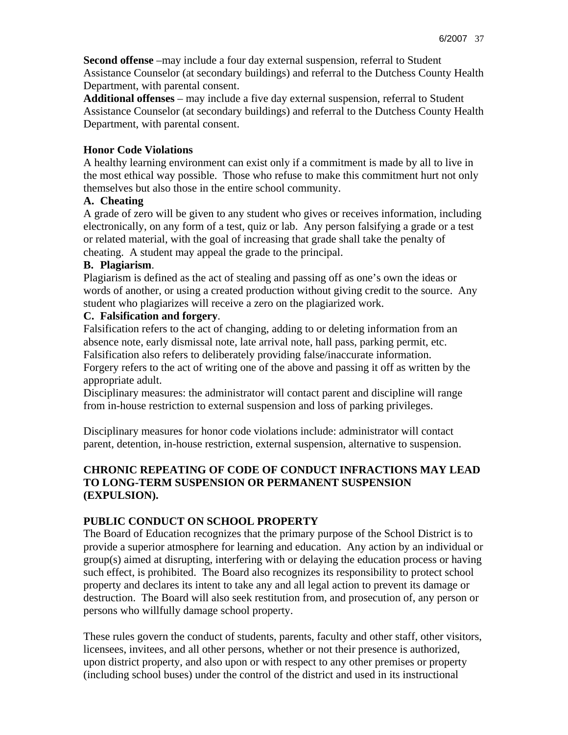**Second offense** –may include a four day external suspension, referral to Student Assistance Counselor (at secondary buildings) and referral to the Dutchess County Health Department, with parental consent.

**Additional offenses** – may include a five day external suspension, referral to Student Assistance Counselor (at secondary buildings) and referral to the Dutchess County Health Department, with parental consent.

**Honor Code Violations**

A healthy learning environment can exist only if a commitment is made by all to live in the most ethical way possible. Those who refuse to make this commitment hurt not only themselves but also those in the entire school community.

**A. Cheating**

A grade of zero will be given to any student who gives or receives information, including electronically, on any form of a test, quiz or lab. Any person falsifying a grade or a test or related material, with the goal of increasing that grade shall take the penalty of cheating. A student may appeal the grade to the principal.

**B. Plagiarism**.

Plagiarism is defined as the act of stealing and passing off as one's own the ideas or words of another, or using a created production without giving credit to the source. Any student who plagiarizes will receive a zero on the plagiarized work.

**C. Falsification and forgery**.

Falsification refers to the act of changing, adding to or deleting information from an absence note, early dismissal note, late arrival note, hall pass, parking permit, etc. Falsification also refers to deliberately providing false/inaccurate information.
Forgery refers to the act of writing one of the above and passing it off as written by the appropriate adult.
Disciplinary measures: the administrator will contact parent and discipline will range from in-house restriction to external suspension and loss of parking privileges.

Disciplinary measures for honor code violations include: administrator will contact parent, detention, in-house restriction, external suspension, alternative to suspension.

**CHRONIC REPEATING OF CODE OF CONDUCT INFRACTIONS MAY LEAD TO LONG-TERM SUSPENSION OR PERMANENT SUSPENSION (EXPULSION).**

**PUBLIC CONDUCT ON SCHOOL PROPERTY**

The Board of Education recognizes that the primary purpose of the School District is to provide a superior atmosphere for learning and education. Any action by an individual or group(s) aimed at disrupting, interfering with or delaying the education process or having such effect, is prohibited. The Board also recognizes its responsibility to protect school property and declares its intent to take any and all legal action to prevent its damage or destruction. The Board will also seek restitution from, and prosecution of, any person or persons who willfully damage school property.

These rules govern the conduct of students, parents, faculty and other staff, other visitors, licensees, invitees, and all other persons, whether or not their presence is authorized, upon district property, and also upon or with respect to any other premises or property (including school buses) under the control of the district and used in its instructional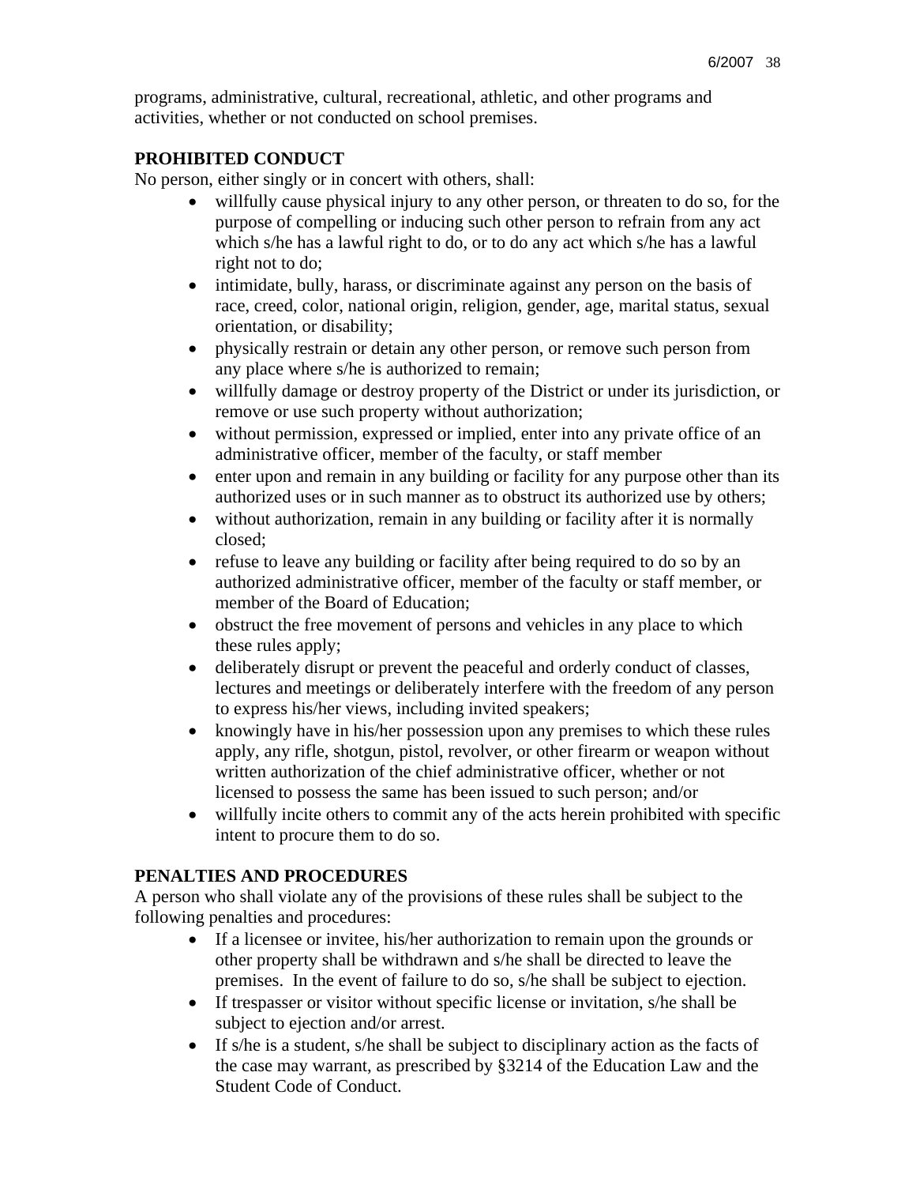programs, administrative, cultural, recreational, athletic, and other programs and activities, whether or not conducted on school premises.

**PROHIBITED CONDUCT**

No person, either singly or in concert with others, shall:

- willfully cause physical injury to any other person, or threaten to do so, for the purpose of compelling or inducing such other person to refrain from any act which s/he has a lawful right to do, or to do any act which s/he has a lawful right not to do;
- intimidate, bully, harass, or discriminate against any person on the basis of race, creed, color, national origin, religion, gender, age, marital status, sexual orientation, or disability;
- physically restrain or detain any other person, or remove such person from any place where s/he is authorized to remain;
- willfully damage or destroy property of the District or under its jurisdiction, or remove or use such property without authorization;
- without permission, expressed or implied, enter into any private office of an administrative officer, member of the faculty, or staff member
- enter upon and remain in any building or facility for any purpose other than its authorized uses or in such manner as to obstruct its authorized use by others;
- without authorization, remain in any building or facility after it is normally closed;
- refuse to leave any building or facility after being required to do so by an authorized administrative officer, member of the faculty or staff member, or member of the Board of Education;
- obstruct the free movement of persons and vehicles in any place to which these rules apply;
- deliberately disrupt or prevent the peaceful and orderly conduct of classes, lectures and meetings or deliberately interfere with the freedom of any person to express his/her views, including invited speakers;
- knowingly have in his/her possession upon any premises to which these rules apply, any rifle, shotgun, pistol, revolver, or other firearm or weapon without written authorization of the chief administrative officer, whether or not licensed to possess the same has been issued to such person; and/or
- willfully incite others to commit any of the acts herein prohibited with specific intent to procure them to do so.

**PENALTIES AND PROCEDURES**

A person who shall violate any of the provisions of these rules shall be subject to the following penalties and procedures:

- If a licensee or invitee, his/her authorization to remain upon the grounds or other property shall be withdrawn and s/he shall be directed to leave the premises. In the event of failure to do so, s/he shall be subject to ejection.
- If trespasser or visitor without specific license or invitation, s/he shall be subject to ejection and/or arrest.
- If s/he is a student, s/he shall be subject to disciplinary action as the facts of the case may warrant, as prescribed by §3214 of the Education Law and the Student Code of Conduct.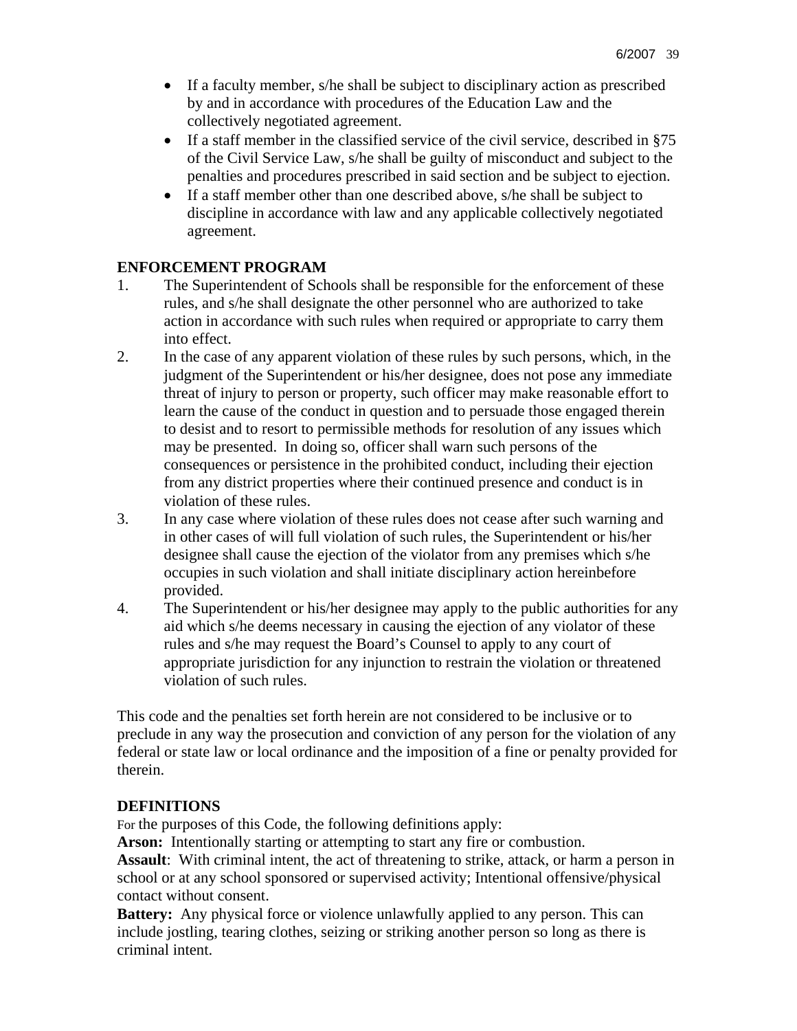- If a faculty member, s/he shall be subject to disciplinary action as prescribed by and in accordance with procedures of the Education Law and the collectively negotiated agreement.
- If a staff member in the classified service of the civil service, described in §75 of the Civil Service Law, s/he shall be guilty of misconduct and subject to the penalties and procedures prescribed in said section and be subject to ejection.
- If a staff member other than one described above, s/he shall be subject to discipline in accordance with law and any applicable collectively negotiated agreement.

## ENFORCEMENT PROGRAM

1. The Superintendent of Schools shall be responsible for the enforcement of these rules, and s/he shall designate the other personnel who are authorized to take action in accordance with such rules when required or appropriate to carry them into effect.
2. In the case of any apparent violation of these rules by such persons, which, in the judgment of the Superintendent or his/her designee, does not pose any immediate threat of injury to person or property, such officer may make reasonable effort to learn the cause of the conduct in question and to persuade those engaged therein to desist and to resort to permissible methods for resolution of any issues which may be presented. In doing so, officer shall warn such persons of the consequences or persistence in the prohibited conduct, including their ejection from any district properties where their continued presence and conduct is in violation of these rules.
3. In any case where violation of these rules does not cease after such warning and in other cases of will full violation of such rules, the Superintendent or his/her designee shall cause the ejection of the violator from any premises which s/he occupies in such violation and shall initiate disciplinary action hereinbefore provided.
4. The Superintendent or his/her designee may apply to the public authorities for any aid which s/he deems necessary in causing the ejection of any violator of these rules and s/he may request the Board's Counsel to apply to any court of appropriate jurisdiction for any injunction to restrain the violation or threatened violation of such rules.

This code and the penalties set forth herein are not considered to be inclusive or to preclude in any way the prosecution and conviction of any person for the violation of any federal or state law or local ordinance and the imposition of a fine or penalty provided for therein.

## DEFINITIONS

For the purposes of this Code, the following definitions apply:

**Arson:** Intentionally starting or attempting to start any fire or combustion.

**Assault**: With criminal intent, the act of threatening to strike, attack, or harm a person in school or at any school sponsored or supervised activity; Intentional offensive/physical contact without consent.

**Battery:** Any physical force or violence unlawfully applied to any person. This can include jostling, tearing clothes, seizing or striking another person so long as there is criminal intent.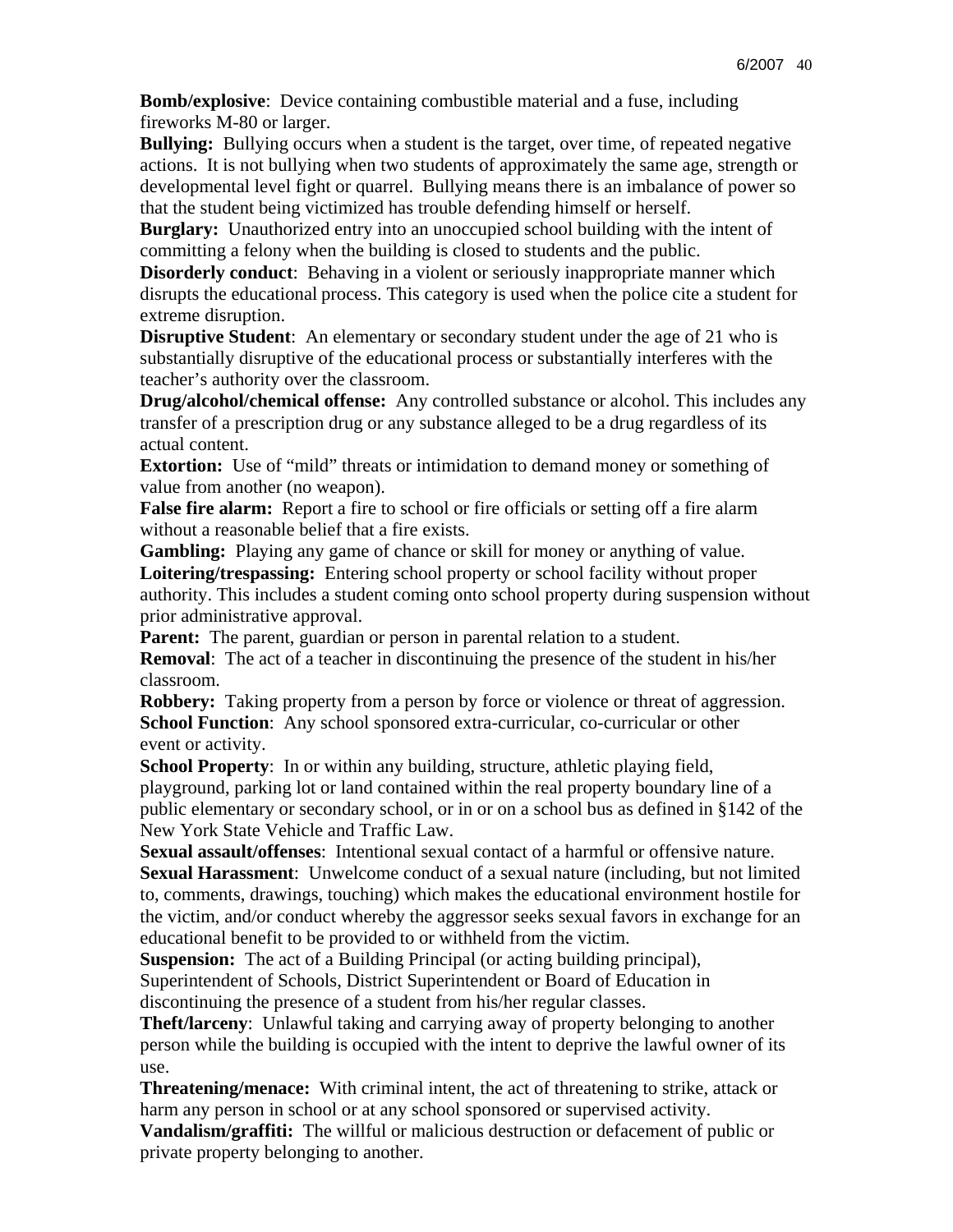**Bomb/explosive**: Device containing combustible material and a fuse, including fireworks M-80 or larger.

**Bullying:** Bullying occurs when a student is the target, over time, of repeated negative actions. It is not bullying when two students of approximately the same age, strength or developmental level fight or quarrel. Bullying means there is an imbalance of power so that the student being victimized has trouble defending himself or herself.

**Burglary:** Unauthorized entry into an unoccupied school building with the intent of committing a felony when the building is closed to students and the public.

**Disorderly conduct**: Behaving in a violent or seriously inappropriate manner which disrupts the educational process. This category is used when the police cite a student for extreme disruption.

**Disruptive Student**: An elementary or secondary student under the age of 21 who is substantially disruptive of the educational process or substantially interferes with the teacher's authority over the classroom.

**Drug/alcohol/chemical offense:** Any controlled substance or alcohol. This includes any transfer of a prescription drug or any substance alleged to be a drug regardless of its actual content.

**Extortion:** Use of "mild" threats or intimidation to demand money or something of value from another (no weapon).

**False fire alarm:** Report a fire to school or fire officials or setting off a fire alarm without a reasonable belief that a fire exists.

**Gambling:** Playing any game of chance or skill for money or anything of value.

**Loitering/trespassing:** Entering school property or school facility without proper authority. This includes a student coming onto school property during suspension without prior administrative approval.

**Parent:** The parent, guardian or person in parental relation to a student.

**Removal**: The act of a teacher in discontinuing the presence of the student in his/her classroom.

**Robbery:** Taking property from a person by force or violence or threat of aggression.

**School Function**: Any school sponsored extra-curricular, co-curricular or other event or activity.

**School Property**: In or within any building, structure, athletic playing field, playground, parking lot or land contained within the real property boundary line of a public elementary or secondary school, or in or on a school bus as defined in §142 of the New York State Vehicle and Traffic Law.

**Sexual assault/offenses**: Intentional sexual contact of a harmful or offensive nature.

**Sexual Harassment**: Unwelcome conduct of a sexual nature (including, but not limited to, comments, drawings, touching) which makes the educational environment hostile for the victim, and/or conduct whereby the aggressor seeks sexual favors in exchange for an educational benefit to be provided to or withheld from the victim.

**Suspension:** The act of a Building Principal (or acting building principal), Superintendent of Schools, District Superintendent or Board of Education in discontinuing the presence of a student from his/her regular classes.

**Theft/larceny**: Unlawful taking and carrying away of property belonging to another person while the building is occupied with the intent to deprive the lawful owner of its use.

**Threatening/menace:** With criminal intent, the act of threatening to strike, attack or harm any person in school or at any school sponsored or supervised activity.

**Vandalism/graffiti:** The willful or malicious destruction or defacement of public or private property belonging to another.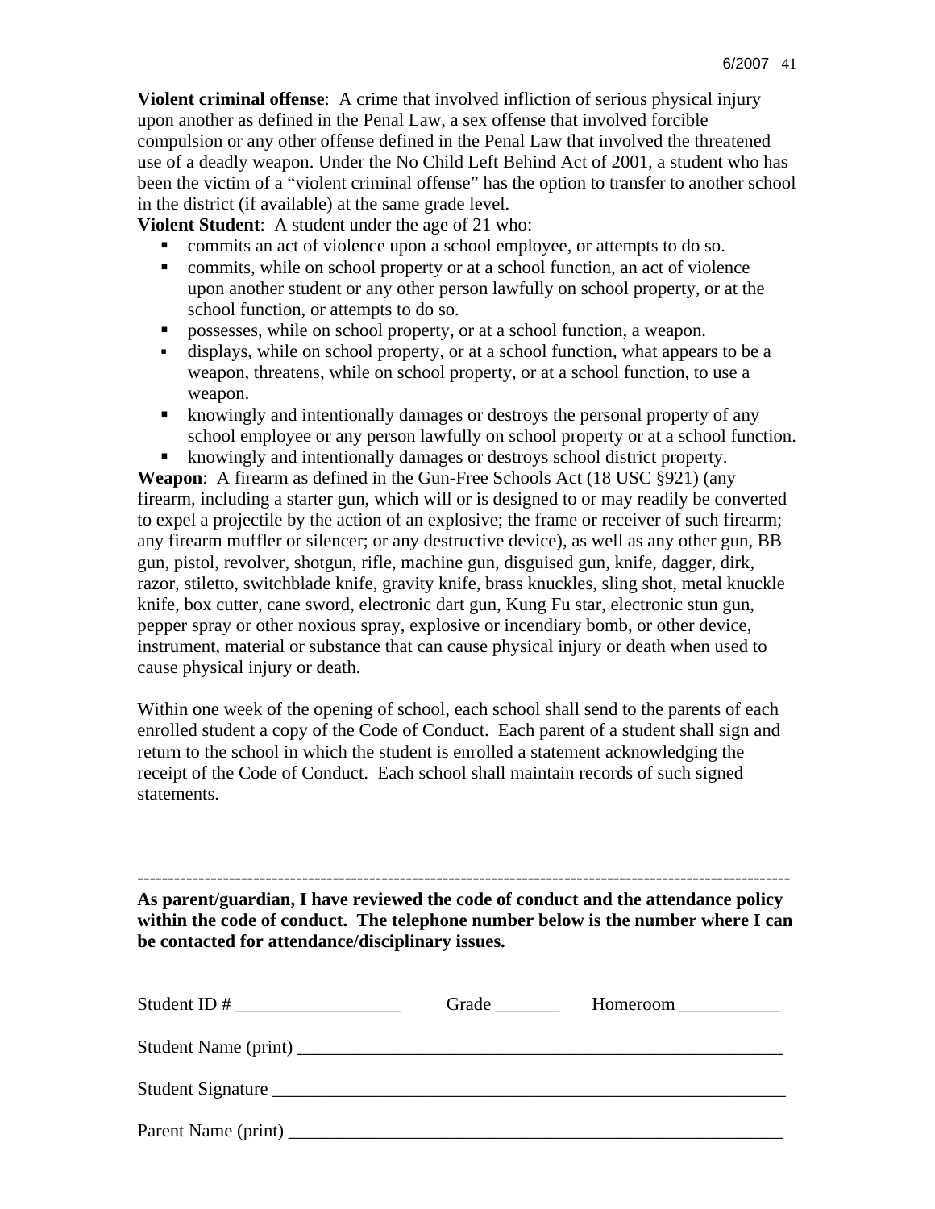**Violent criminal offense**: A crime that involved infliction of serious physical injury upon another as defined in the Penal Law, a sex offense that involved forcible compulsion or any other offense defined in the Penal Law that involved the threatened use of a deadly weapon. Under the No Child Left Behind Act of 2001, a student who has been the victim of a "violent criminal offense" has the option to transfer to another school in the district (if available) at the same grade level.

**Violent Student**: A student under the age of 21 who:

- commits an act of violence upon a school employee, or attempts to do so.
- commits, while on school property or at a school function, an act of violence upon another student or any other person lawfully on school property, or at the school function, or attempts to do so.
- possesses, while on school property, or at a school function, a weapon.
- displays, while on school property, or at a school function, what appears to be a weapon, threatens, while on school property, or at a school function, to use a weapon.
- knowingly and intentionally damages or destroys the personal property of any school employee or any person lawfully on school property or at a school function.
- knowingly and intentionally damages or destroys school district property.

**Weapon**: A firearm as defined in the Gun-Free Schools Act (18 USC §921) (any firearm, including a starter gun, which will or is designed to or may readily be converted to expel a projectile by the action of an explosive; the frame or receiver of such firearm; any firearm muffler or silencer; or any destructive device), as well as any other gun, BB gun, pistol, revolver, shotgun, rifle, machine gun, disguised gun, knife, dagger, dirk, razor, stiletto, switchblade knife, gravity knife, brass knuckles, sling shot, metal knuckle knife, box cutter, cane sword, electronic dart gun, Kung Fu star, electronic stun gun, pepper spray or other noxious spray, explosive or incendiary bomb, or other device, instrument, material or substance that can cause physical injury or death when used to cause physical injury or death.

Within one week of the opening of school, each school shall send to the parents of each enrolled student a copy of the Code of Conduct. Each parent of a student shall sign and return to the school in which the student is enrolled a statement acknowledging the receipt of the Code of Conduct. Each school shall maintain records of such signed statements.

---

**As parent/guardian, I have reviewed the code of conduct and the attendance policy within the code of conduct. The telephone number below is the number where I can be contacted for attendance/disciplinary issues.**

Student ID # __________________ Grade _______ Homeroom ___________

Student Name (print) _______________________________________________________

Student Signature _________________________________________________________

Parent Name (print) ________________________________________________________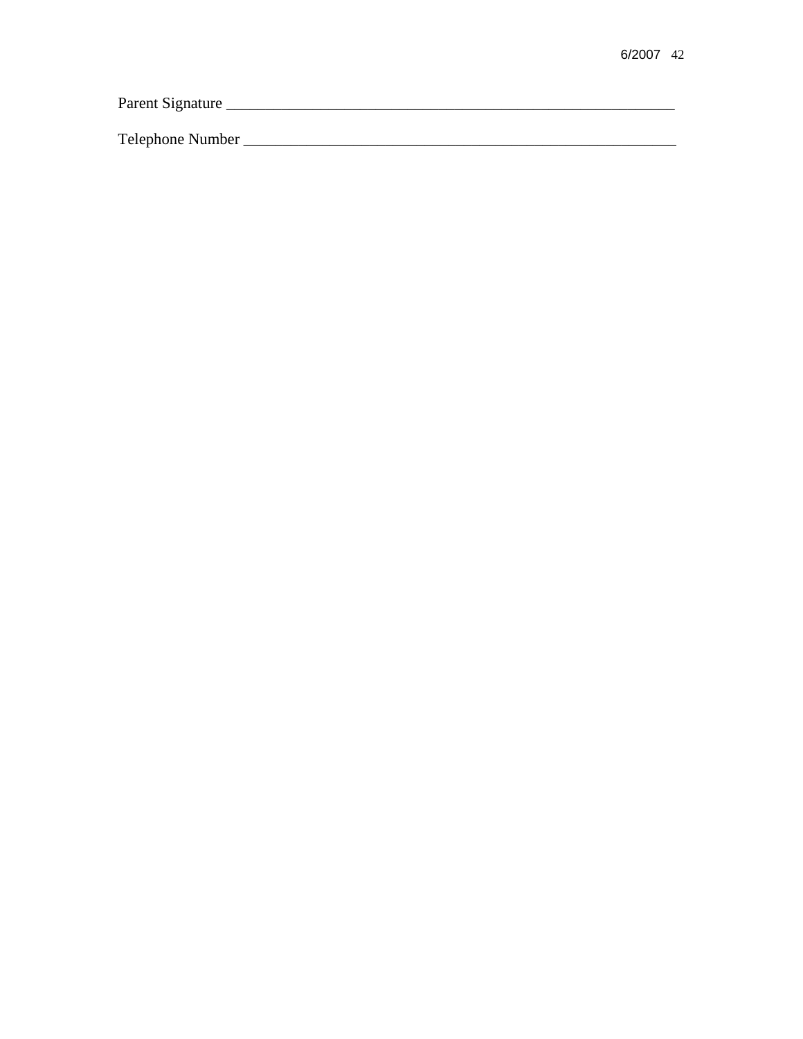Parent Signature ____________________________________________________________

Telephone Number __________________________________________________________